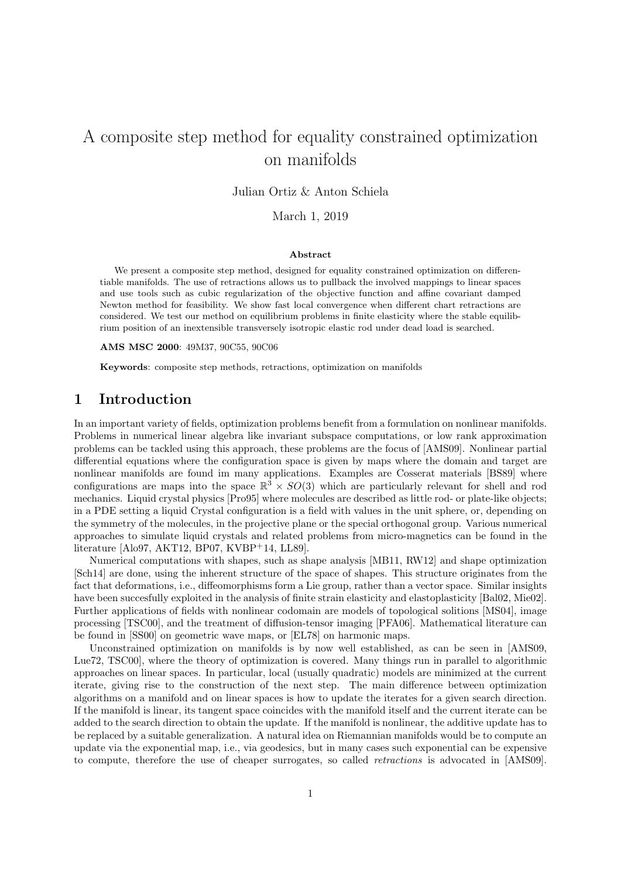# A composite step method for equality constrained optimization on manifolds

Julian Ortiz & Anton Schiela

March 1, 2019

**Abstract**

We present a composite step method, designed for equality constrained optimization on differentiable manifolds. The use of retractions allows us to pullback the involved mappings to linear spaces and use tools such as cubic regularization of the objective function and affine covariant damped Newton method for feasibility. We show fast local convergence when different chart retractions are considered. We test our method on equilibrium problems in finite elasticity where the stable equilibrium position of an inextensible transversely isotropic elastic rod under dead load is searched.

**AMS MSC 2000**: 49M37, 90C55, 90C06

**Keywords**: composite step methods, retractions, optimization on manifolds

## 1 Introduction

In an important variety of fields, optimization problems benefit from a formulation on nonlinear manifolds. Problems in numerical linear algebra like invariant subspace computations, or low rank approximation problems can be tackled using this approach, these problems are the focus of [AMS09]. Nonlinear partial differential equations where the configuration space is given by maps where the domain and target are nonlinear manifolds are found im many applications. Examples are Cosserat materials [BS89] where configurations are maps into the space $\mathbb{R}^3 \times SO(3)$ which are particularly relevant for shell and rod mechanics. Liquid crystal physics [Pro95] where molecules are described as little rod- or plate-like objects; in a PDE setting a liquid Crystal configuration is a field with values in the unit sphere, or, depending on the symmetry of the molecules, in the projective plane or the special orthogonal group. Various numerical approaches to simulate liquid crystals and related problems from micro-magnetics can be found in the literature [Alo97, AKT12, BP07, KVBP+14, LL89].

Numerical computations with shapes, such as shape analysis [MB11, RW12] and shape optimization [Sch14] are done, using the inherent structure of the space of shapes. This structure originates from the fact that deformations, i.e., diffeomorphisms form a Lie group, rather than a vector space. Similar insights have been succesfully exploited in the analysis of finite strain elasticity and elastoplasticity [Bal02, Mie02]. Further applications of fields with nonlinear codomain are models of topological solitions [MS04], image processing [TSC00], and the treatment of diffusion-tensor imaging [PFA06]. Mathematical literature can be found in [SS00] on geometric wave maps, or [EL78] on harmonic maps.

Unconstrained optimization on manifolds is by now well established, as can be seen in [AMS09, Lue72, TSC00], where the theory of optimization is covered. Many things run in parallel to algorithmic approaches on linear spaces. In particular, local (usually quadratic) models are minimized at the current iterate, giving rise to the construction of the next step. The main difference between optimization algorithms on a manifold and on linear spaces is how to update the iterates for a given search direction. If the manifold is linear, its tangent space coincides with the manifold itself and the current iterate can be added to the search direction to obtain the update. If the manifold is nonlinear, the additive update has to be replaced by a suitable generalization. A natural idea on Riemannian manifolds would be to compute an update via the exponential map, i.e., via geodesics, but in many cases such exponential can be expensive to compute, therefore the use of cheaper surrogates, so called *retractions* is advocated in [AMS09].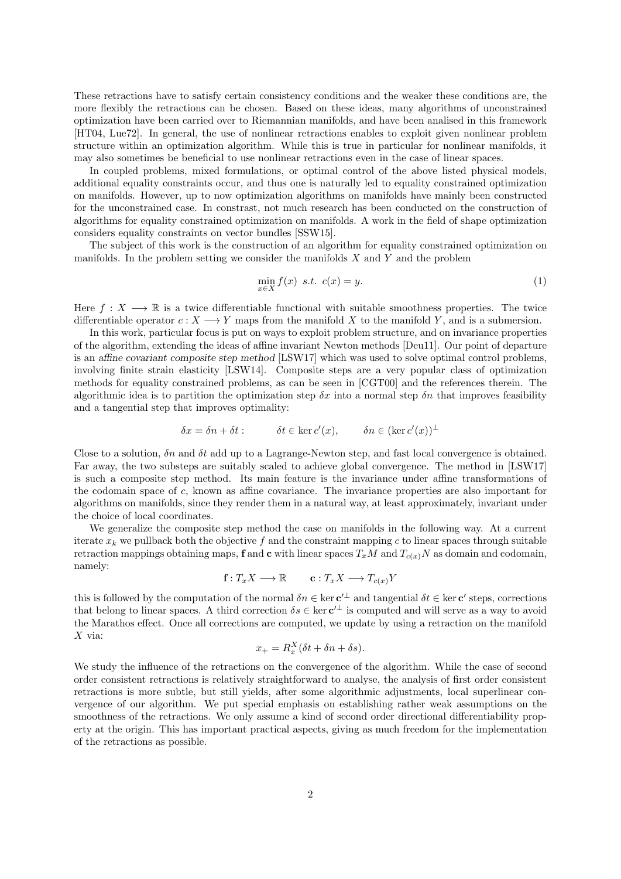These retractions have to satisfy certain consistency conditions and the weaker these conditions are, the more flexibly the retractions can be chosen. Based on these ideas, many algorithms of unconstrained optimization have been carried over to Riemannian manifolds, and have been analised in this framework [HT04, Lue72]. In general, the use of nonlinear retractions enables to exploit given nonlinear problem structure within an optimization algorithm. While this is true in particular for nonlinear manifolds, it may also sometimes be beneficial to use nonlinear retractions even in the case of linear spaces.

In coupled problems, mixed formulations, or optimal control of the above listed physical models, additional equality constraints occur, and thus one is naturally led to equality constrained optimization on manifolds. However, up to now optimization algorithms on manifolds have mainly been constructed for the unconstrained case. In constrast, not much research has been conducted on the construction of algorithms for equality constrained optimization on manifolds. A work in the field of shape optimization considers equality constraints on vector bundles [SSW15].

The subject of this work is the construction of an algorithm for equality constrained optimization on manifolds. In the problem setting we consider the manifolds $X$ and $Y$ and the problem

$$\min_{x \in X} f(x) \ \ s.t. \ \ c(x) = y. \tag{1}$$

Here $f : X \longrightarrow \mathbb{R}$ is a twice differentiable functional with suitable smoothness properties. The twice differentiable operator $c : X \longrightarrow Y$ maps from the manifold $X$ to the manifold $Y$, and is a submersion.

In this work, particular focus is put on ways to exploit problem structure, and on invariance properties of the algorithm, extending the ideas of affine invariant Newton methods [Deu11]. Our point of departure is an *affine covariant composite step method* [LSW17] which was used to solve optimal control problems, involving finite strain elasticity [LSW14]. Composite steps are a very popular class of optimization methods for equality constrained problems, as can be seen in [CGT00] and the references therein. The algorithmic idea is to partition the optimization step $\delta x$ into a normal step $\delta n$ that improves feasibility and a tangential step that improves optimality:

$$\delta x = \delta n + \delta t : \qquad \delta t \in \ker c'(x), \qquad \delta n \in (\ker c'(x))^{\perp}$$

Close to a solution, $\delta n$ and $\delta t$ add up to a Lagrange-Newton step, and fast local convergence is obtained. Far away, the two substeps are suitably scaled to achieve global convergence. The method in [LSW17] is such a composite step method. Its main feature is the invariance under affine transformations of the codomain space of $c$, known as affine covariance. The invariance properties are also important for algorithms on manifolds, since they render them in a natural way, at least approximately, invariant under the choice of local coordinates.

We generalize the composite step method the case on manifolds in the following way. At a current iterate $x_k$ we pullback both the objective $f$ and the constraint mapping $c$ to linear spaces through suitable retraction mappings obtaining maps, $\mathbf{f}$ and $\mathbf{c}$ with linear spaces $T_xM$ and $T_{c(x)}N$ as domain and codomain, namely:

$$\mathbf{f} : T_xX \longrightarrow \mathbb{R} \qquad \mathbf{c} : T_xX \longrightarrow T_{c(x)}Y$$

this is followed by the computation of the normal $\delta n \in \ker \mathbf{c}'^{\perp}$ and tangential $\delta t \in \ker \mathbf{c}'$ steps, corrections that belong to linear spaces. A third correction $\delta s \in \ker \mathbf{c}'^{\perp}$ is computed and will serve as a way to avoid the Marathos effect. Once all corrections are computed, we update by using a retraction on the manifold $X$ via:

$$x_+ = R_x^X(\delta t + \delta n + \delta s).$$

We study the influence of the retractions on the convergence of the algorithm. While the case of second order consistent retractions is relatively straightforward to analyse, the analysis of first order consistent retractions is more subtle, but still yields, after some algorithmic adjustments, local superlinear convergence of our algorithm. We put special emphasis on establishing rather weak assumptions on the smoothness of the retractions. We only assume a kind of second order directional differentiability property at the origin. This has important practical aspects, giving as much freedom for the implementation of the retractions as possible.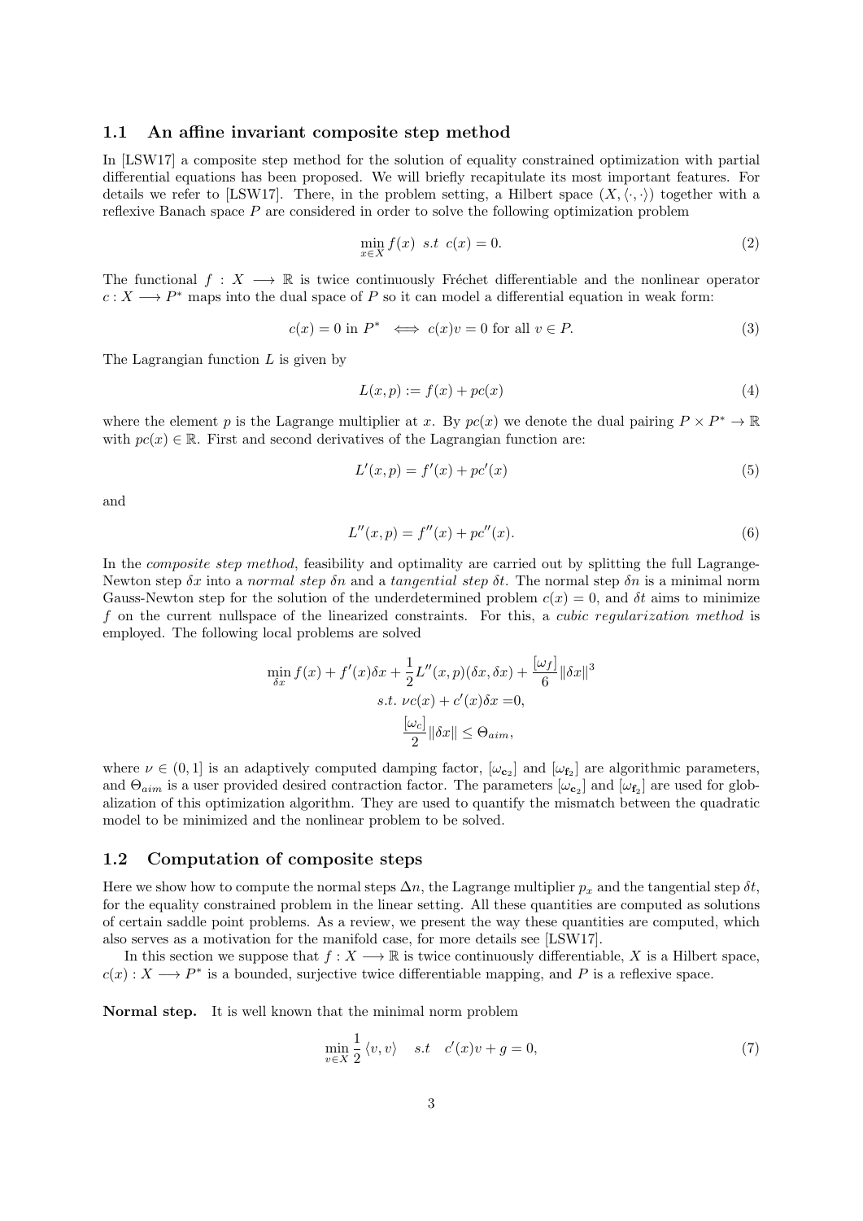### 1.1 An affine invariant composite step method

In [LSW17] a composite step method for the solution of equality constrained optimization with partial differential equations has been proposed. We will briefly recapitulate its most important features. For details we refer to [LSW17]. There, in the problem setting, a Hilbert space $(X, \langle \cdot, \cdot \rangle)$ together with a reflexive Banach space $P$ are considered in order to solve the following optimization problem

$$\min_{x \in X} f(x) \;\; s.t \;\; c(x) = 0. \tag{2}$$

The functional $f : X \longrightarrow \mathbb{R}$ is twice continuously Fréchet differentiable and the nonlinear operator $c : X \longrightarrow P^*$ maps into the dual space of $P$ so it can model a differential equation in weak form:

$$c(x) = 0 \text{ in } P^* \iff c(x)v = 0 \text{ for all } v \in P. \tag{3}$$

The Lagrangian function $L$ is given by

$$L(x, p) := f(x) + pc(x) \tag{4}$$

where the element $p$ is the Lagrange multiplier at $x$. By $pc(x)$ we denote the dual pairing $P \times P^* \to \mathbb{R}$ with $pc(x) \in \mathbb{R}$. First and second derivatives of the Lagrangian function are:

$$L'(x, p) = f'(x) + pc'(x) \tag{5}$$

and

$$L''(x, p) = f''(x) + pc''(x). \tag{6}$$

In the *composite step method*, feasibility and optimality are carried out by splitting the full Lagrange-Newton step $\delta x$ into a *normal step* $\delta n$ and a *tangential step* $\delta t$. The normal step $\delta n$ is a minimal norm Gauss-Newton step for the solution of the underdetermined problem $c(x) = 0$, and $\delta t$ aims to minimize $f$ on the current nullspace of the linearized constraints. For this, a *cubic regularization method* is employed. The following local problems are solved

$$\begin{aligned}
\min_{\delta x} f(x) + f'(x)\delta x + \frac{1}{2} L''(x, p)(\delta x, \delta x) + \frac{[\omega_f]}{6} \|\delta x\|^3 \\
s.t. \; \nu c(x) + c'(x)\delta x = 0, \\
\frac{[\omega_c]}{2} \|\delta x\| \leq \Theta_{aim},
\end{aligned}$$

where $\nu \in (0, 1]$ is an adaptively computed damping factor, $[\omega_{\mathbf{c_2}}]$ and $[\omega_{\mathbf{f_2}}]$ are algorithmic parameters, and $\Theta_{aim}$ is a user provided desired contraction factor. The parameters $[\omega_{\mathbf{c_2}}]$ and $[\omega_{\mathbf{f_2}}]$ are used for globalization of this optimization algorithm. They are used to quantify the mismatch between the quadratic model to be minimized and the nonlinear problem to be solved.

### 1.2 Computation of composite steps

Here we show how to compute the normal steps $\Delta n$, the Lagrange multiplier $p_x$ and the tangential step $\delta t$, for the equality constrained problem in the linear setting. All these quantities are computed as solutions of certain saddle point problems. As a review, we present the way these quantities are computed, which also serves as a motivation for the manifold case, for more details see [LSW17].

In this section we suppose that $f : X \longrightarrow \mathbb{R}$ is twice continuously differentiable, $X$ is a Hilbert space, $c(x) : X \longrightarrow P^*$ is a bounded, surjective twice differentiable mapping, and $P$ is a reflexive space.

**Normal step.** It is well known that the minimal norm problem

$$\min_{v \in X} \frac{1}{2} \langle v, v \rangle \quad s.t \quad c'(x)v + g = 0, \tag{7}$$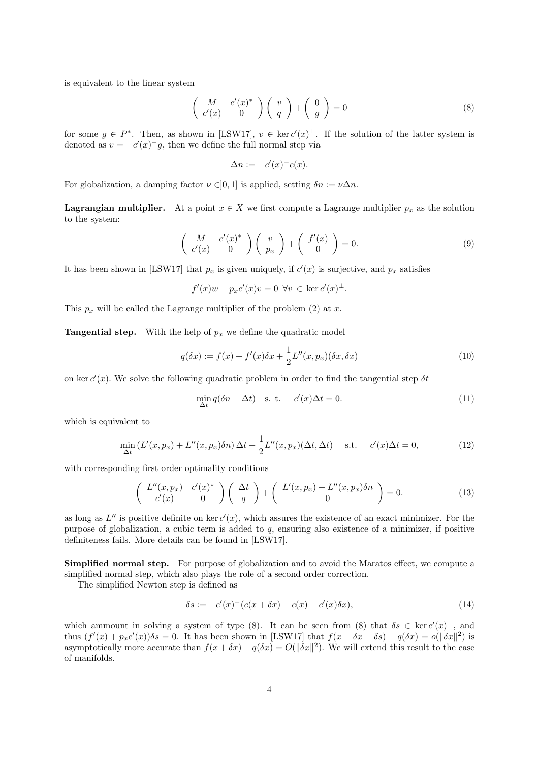is equivalent to the linear system

$$\begin{pmatrix} M & c'(x)^* \\ c'(x) & 0 \end{pmatrix} \begin{pmatrix} v \\ q \end{pmatrix} + \begin{pmatrix} 0 \\ g \end{pmatrix} = 0 \tag{8}$$

for some $g \in P^*$. Then, as shown in [LSW17], $v \in \ker c'(x)^\perp$. If the solution of the latter system is denoted as $v = -c'(x)^- g$, then we define the full normal step via

$$\Delta n := -c'(x)^- c(x).$$

For globalization, a damping factor $\nu \in ]0,1]$ is applied, setting $\delta n := \nu \Delta n$.

**Lagrangian multiplier.** At a point $x \in X$ we first compute a Lagrange multiplier $p_x$ as the solution to the system:

$$\begin{pmatrix} M & c'(x)^* \\ c'(x) & 0 \end{pmatrix} \begin{pmatrix} v \\ p_x \end{pmatrix} + \begin{pmatrix} f'(x) \\ 0 \end{pmatrix} = 0. \tag{9}$$

It has been shown in [LSW17] that $p_x$ is given uniquely, if $c'(x)$ is surjective, and $p_x$ satisfies

$$f'(x)w + p_x c'(x)v = 0 \;\; \forall v \in \ker c'(x)^\perp.$$

This $p_x$ will be called the Lagrange multiplier of the problem (2) at $x$.

**Tangential step.** With the help of $p_x$ we define the quadratic model

$$q(\delta x) := f(x) + f'(x)\delta x + \frac{1}{2}L''(x, p_x)(\delta x, \delta x) \tag{10}$$

on $\ker c'(x)$. We solve the following quadratic problem in order to find the tangential step $\delta t$

$$\min_{\Delta t} q(\delta n + \Delta t) \quad \text{s. t.} \quad c'(x)\Delta t = 0. \tag{11}$$

which is equivalent to

$$\min_{\Delta t} \left(L'(x, p_x) + L''(x, p_x)\delta n\right)\Delta t + \frac{1}{2}L''(x, p_x)(\Delta t, \Delta t) \quad \text{s.t.} \quad c'(x)\Delta t = 0, \tag{12}$$

with corresponding first order optimality conditions

$$\begin{pmatrix} L''(x, p_x) & c'(x)^* \\ c'(x) & 0 \end{pmatrix} \begin{pmatrix} \Delta t \\ q \end{pmatrix} + \begin{pmatrix} L'(x, p_x) + L''(x, p_x)\delta n \\ 0 \end{pmatrix} = 0. \tag{13}$$

as long as $L''$ is positive definite on $\ker c'(x)$, which assures the existence of an exact minimizer. For the purpose of globalization, a cubic term is added to $q$, ensuring also existence of a minimizer, if positive definiteness fails. More details can be found in [LSW17].

**Simplified normal step.** For purpose of globalization and to avoid the Maratos effect, we compute a simplified normal step, which also plays the role of a second order correction.

The simplified Newton step is defined as

$$\delta s := -c'(x)^-(c(x + \delta x) - c(x) - c'(x)\delta x), \tag{14}$$

which ammount in solving a system of type (8). It can be seen from (8) that $\delta s \in \ker c'(x)^\perp$, and thus $(f'(x) + p_x c'(x))\delta s = 0$. It has been shown in [LSW17] that $f(x + \delta x + \delta s) - q(\delta x) = o(\|\delta x\|^2)$ is asymptotically more accurate than $f(x + \delta x) - q(\delta x) = O(\|\delta x\|^2)$. We will extend this result to the case of manifolds.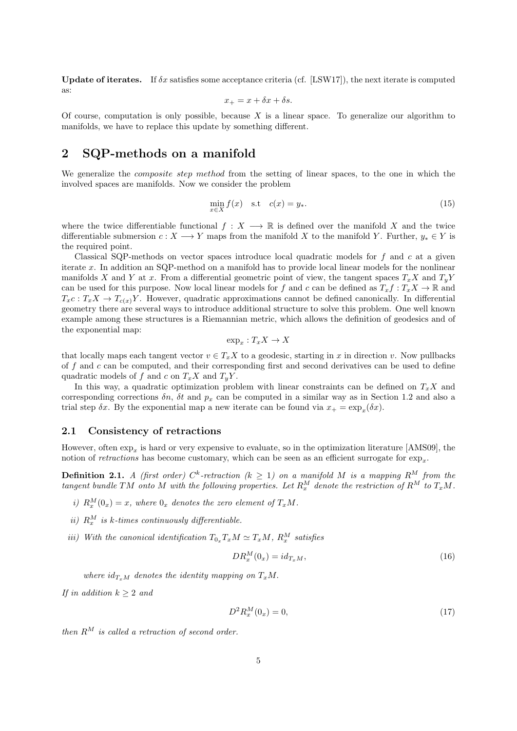**Update of iterates.** If $\delta x$ satisfies some acceptance criteria (cf. [LSW17]), the next iterate is computed as:

$$x_+ = x + \delta x + \delta s.$$

Of course, computation is only possible, because $X$ is a linear space. To generalize our algorithm to manifolds, we have to replace this update by something different.

## 2 SQP-methods on a manifold

We generalize the *composite step method* from the setting of linear spaces, to the one in which the involved spaces are manifolds. Now we consider the problem

$$\min_{x \in X} f(x) \quad \text{s.t} \quad c(x) = y_*. \tag{15}$$

where the twice differentiable functional $f : X \longrightarrow \mathbb{R}$ is defined over the manifold $X$ and the twice differentiable submersion $c : X \longrightarrow Y$ maps from the manifold $X$ to the manifold $Y$. Further, $y_* \in Y$ is the required point.

Classical SQP-methods on vector spaces introduce local quadratic models for $f$ and $c$ at a given iterate $x$. In addition an SQP-method on a manifold has to provide local linear models for the nonlinear manifolds $X$ and $Y$ at $x$. From a differential geometric point of view, the tangent spaces $T_xX$ and $T_yY$ can be used for this purpose. Now local linear models for $f$ and $c$ can be defined as $T_xf : T_xX \to \mathbb{R}$ and $T_xc : T_xX \to T_{c(x)}Y$. However, quadratic approximations cannot be defined canonically. In differential geometry there are several ways to introduce additional structure to solve this problem. One well known example among these structures is a Riemannian metric, which allows the definition of geodesics and of the exponential map:

$$\exp_x : T_xX \to X$$

that locally maps each tangent vector $v \in T_xX$ to a geodesic, starting in $x$ in direction $v$. Now pullbacks of $f$ and $c$ can be computed, and their corresponding first and second derivatives can be used to define quadratic models of $f$ and $c$ on $T_xX$ and $T_yY$.

In this way, a quadratic optimization problem with linear constraints can be defined on $T_xX$ and corresponding corrections $\delta n$, $\delta t$ and $p_x$ can be computed in a similar way as in Section 1.2 and also a trial step $\delta x$. By the exponential map a new iterate can be found via $x_+ = \exp_x(\delta x)$.

### 2.1 Consistency of retractions

However, often $\exp_x$ is hard or very expensive to evaluate, so in the optimization literature [AMS09], the notion of *retractions* has become customary, which can be seen as an efficient surrogate for $\exp_x$.

**Definition 2.1.** *A (first order) $C^k$-retraction ($k \geq 1$) on a manifold $M$ is a mapping $R^M$ from the tangent bundle $TM$ onto $M$ with the following properties. Let $R^M_x$ denote the restriction of $R^M$ to $T_xM$.*

*i) $R^M_x(0_x) = x$, where $0_x$ denotes the zero element of $T_xM$.*

*ii) $R^M_x$ is $k$-times continuously differentiable.*

*iii) With the canonical identification $T_{0_x}T_xM \simeq T_xM$, $R^M_x$ satisfies*

$$DR^M_x(0_x) = id_{T_xM}, \tag{16}$$

*where $id_{T_xM}$ denotes the identity mapping on $T_xM$.*

*If in addition $k \geq 2$ and*

$$D^2R^M_x(0_x) = 0, \tag{17}$$

*then $R^M$ is called a retraction of second order.*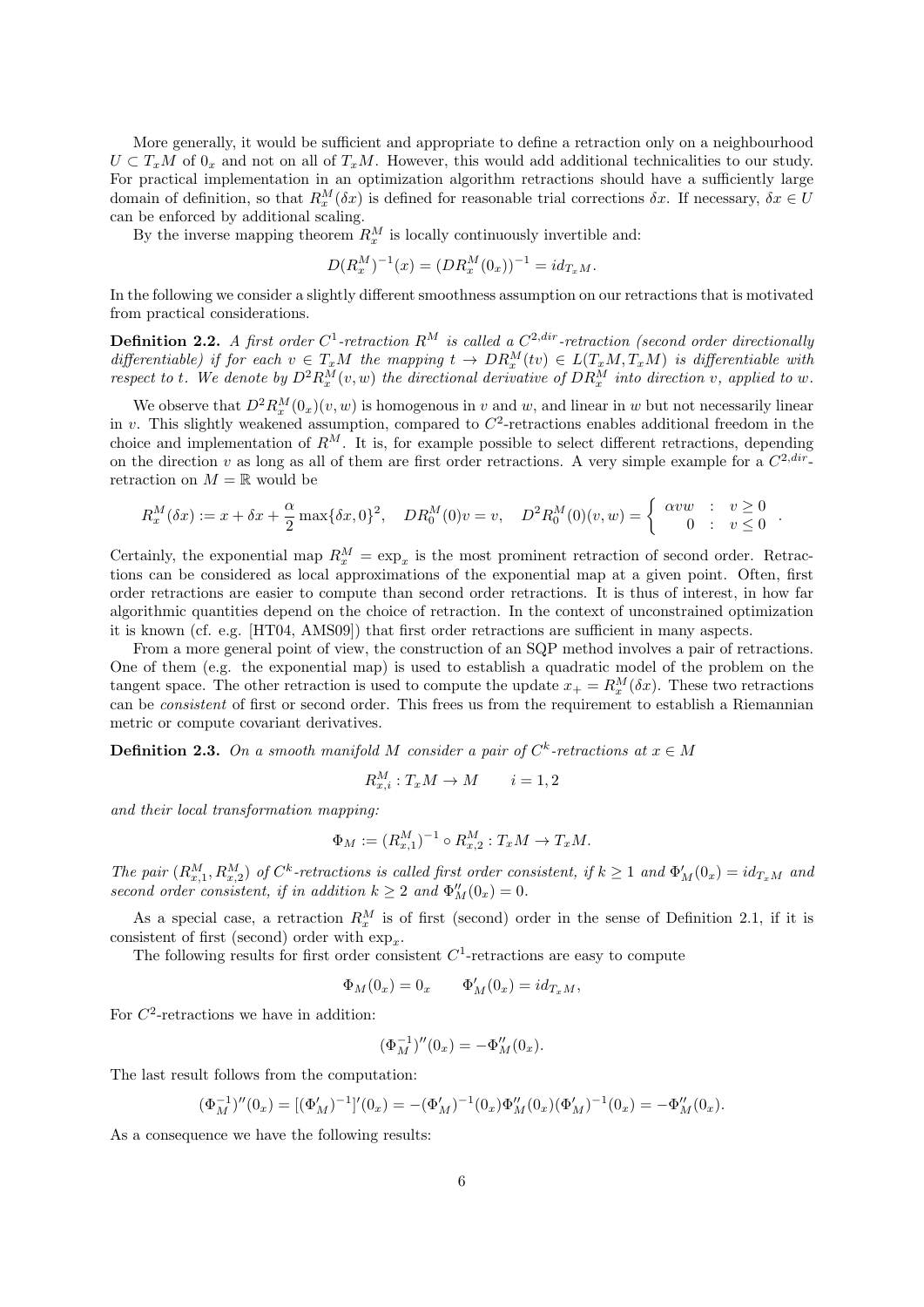More generally, it would be sufficient and appropriate to define a retraction only on a neighbourhood $U \subset T_xM$ of $0_x$ and not on all of $T_xM$. However, this would add additional technicalities to our study. For practical implementation in an optimization algorithm retractions should have a sufficiently large domain of definition, so that $R_x^M(\delta x)$ is defined for reasonable trial corrections $\delta x$. If necessary, $\delta x \in U$ can be enforced by additional scaling.

By the inverse mapping theorem $R_x^M$ is locally continuously invertible and:

$$D(R_x^M)^{-1}(x) = (DR_x^M(0_x))^{-1} = id_{T_xM}.$$

In the following we consider a slightly different smoothness assumption on our retractions that is motivated from practical considerations.

**Definition 2.2.** *A first order $C^1$-retraction $R^M$ is called a $C^{2,dir}$-retraction (second order directionally differentiable) if for each $v \in T_xM$ the mapping $t \to DR_x^M(tv) \in L(T_xM, T_xM)$ is differentiable with respect to $t$. We denote by $D^2R_x^M(v,w)$ the directional derivative of $DR_x^M$ into direction $v$, applied to $w$.*

We observe that $D^2R_x^M(0_x)(v,w)$ is homogenous in $v$ and $w$, and linear in $w$ but not necessarily linear in $v$. This slightly weakened assumption, compared to $C^2$-retractions enables additional freedom in the choice and implementation of $R^M$. It is, for example possible to select different retractions, depending on the direction $v$ as long as all of them are first order retractions. A very simple example for a $C^{2,dir}$-retraction on $M = \mathbb{R}$ would be

$$R_x^M(\delta x) := x + \delta x + \frac{\alpha}{2}\max\{\delta x, 0\}^2, \quad DR_0^M(0)v = v, \quad D^2R_0^M(0)(v,w) = \begin{cases} \alpha v w & : \ v \geq 0 \\ 0 & : \ v \leq 0 \end{cases}.$$

Certainly, the exponential map $R_x^M = \exp_x$ is the most prominent retraction of second order. Retractions can be considered as local approximations of the exponential map at a given point. Often, first order retractions are easier to compute than second order retractions. It is thus of interest, in how far algorithmic quantities depend on the choice of retraction. In the context of unconstrained optimization it is known (cf. e.g. [HT04, AMS09]) that first order retractions are sufficient in many aspects.

From a more general point of view, the construction of an SQP method involves a pair of retractions. One of them (e.g. the exponential map) is used to establish a quadratic model of the problem on the tangent space. The other retraction is used to compute the update $x_+ = R_x^M(\delta x)$. These two retractions can be *consistent* of first or second order. This frees us from the requirement to establish a Riemannian metric or compute covariant derivatives.

**Definition 2.3.** *On a smooth manifold $M$ consider a pair of $C^k$-retractions at $x \in M$*

$$R_{x,i}^M : T_xM \to M \qquad i = 1, 2$$

*and their local transformation mapping:*

$$\Phi_M := (R_{x,1}^M)^{-1} \circ R_{x,2}^M : T_xM \to T_xM.$$

*The pair $(R_{x,1}^M, R_{x,2}^M)$ of $C^k$-retractions is called first order consistent, if $k \geq 1$ and $\Phi_M'(0_x) = id_{T_xM}$ and second order consistent, if in addition $k \geq 2$ and $\Phi_M''(0_x) = 0$.*

As a special case, a retraction $R_x^M$ is of first (second) order in the sense of Definition 2.1, if it is consistent of first (second) order with $\exp_x$.

The following results for first order consistent $C^1$-retractions are easy to compute

$$\Phi_M(0_x) = 0_x \qquad \Phi_M'(0_x) = id_{T_xM},$$

For $C^2$-retractions we have in addition:

$$(\Phi_M^{-1})''(0_x) = -\Phi_M''(0_x).$$

The last result follows from the computation:

$$(\Phi_M^{-1})''(0_x) = [(\Phi_M')^{-1}]'(0_x) = -(\Phi_M')^{-1}(0_x)\Phi_M''(0_x)(\Phi_M')^{-1}(0_x) = -\Phi_M''(0_x).$$

As a consequence we have the following results: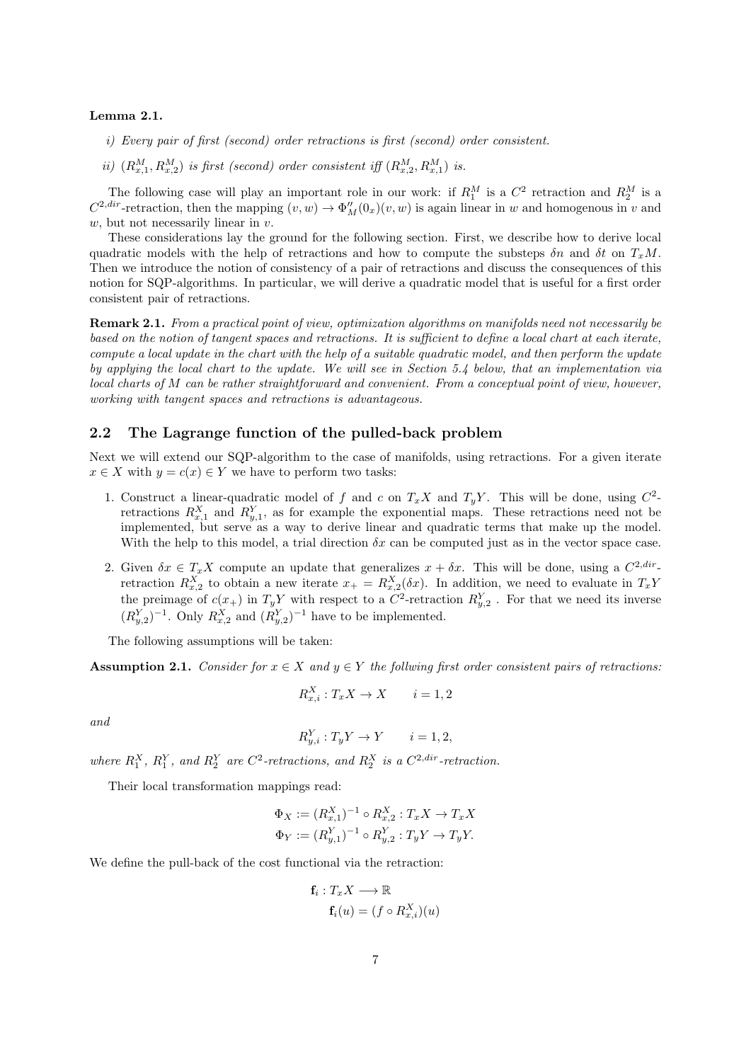**Lemma 2.1.**

*i) Every pair of first (second) order retractions is first (second) order consistent.*

*ii) $(R^M_{x,1}, R^M_{x,2})$ is first (second) order consistent iff $(R^M_{x,2}, R^M_{x,1})$ is.*

The following case will play an important role in our work: if $R^M_1$ is a $C^2$ retraction and $R^M_2$ is a $C^{2,dir}$-retraction, then the mapping $(v, w) \to \Phi''_M(0_x)(v, w)$ is again linear in $w$ and homogenous in $v$ and $w$, but not necessarily linear in $v$.

These considerations lay the ground for the following section. First, we describe how to derive local quadratic models with the help of retractions and how to compute the substeps $\delta n$ and $\delta t$ on $T_xM$. Then we introduce the notion of consistency of a pair of retractions and discuss the consequences of this notion for SQP-algorithms. In particular, we will derive a quadratic model that is useful for a first order consistent pair of retractions.

**Remark 2.1.** *From a practical point of view, optimization algorithms on manifolds need not necessarily be based on the notion of tangent spaces and retractions. It is sufficient to define a local chart at each iterate, compute a local update in the chart with the help of a suitable quadratic model, and then perform the update by applying the local chart to the update. We will see in Section 5.4 below, that an implementation via local charts of $M$ can be rather straightforward and convenient. From a conceptual point of view, however, working with tangent spaces and retractions is advantageous.*

## 2.2 The Lagrange function of the pulled-back problem

Next we will extend our SQP-algorithm to the case of manifolds, using retractions. For a given iterate $x \in X$ with $y = c(x) \in Y$ we have to perform two tasks:

1. Construct a linear-quadratic model of $f$ and $c$ on $T_xX$ and $T_yY$. This will be done, using $C^2$-retractions $R^X_{x,1}$ and $R^Y_{y,1}$, as for example the exponential maps. These retractions need not be implemented, but serve as a way to derive linear and quadratic terms that make up the model. With the help to this model, a trial direction $\delta x$ can be computed just as in the vector space case.
2. Given $\delta x \in T_xX$ compute an update that generalizes $x + \delta x$. This will be done, using a $C^{2,dir}$-retraction $R^X_{x,2}$ to obtain a new iterate $x_+ = R^X_{x,2}(\delta x)$. In addition, we need to evaluate in $T_yY$ the preimage of $c(x_+)$ in $T_yY$ with respect to a $C^2$-retraction $R^Y_{y,2}$. For that we need its inverse $(R^Y_{y,2})^{-1}$. Only $R^X_{x,2}$ and $(R^Y_{y,2})^{-1}$ have to be implemented.

The following assumptions will be taken:

**Assumption 2.1.** *Consider for $x \in X$ and $y \in Y$ the follwing first order consistent pairs of retractions:*

$$R^X_{x,i} : T_xX \to X \qquad i = 1, 2$$

*and*

$$R^Y_{y,i} : T_yY \to Y \qquad i = 1, 2,$$

*where $R^X_1$, $R^Y_1$, and $R^Y_2$ are $C^2$-retractions, and $R^X_2$ is a $C^{2,dir}$-retraction.*

Their local transformation mappings read:

$$\Phi_X := (R^X_{x,1})^{-1} \circ R^X_{x,2} : T_xX \to T_xX$$
$$\Phi_Y := (R^Y_{y,1})^{-1} \circ R^Y_{y,2} : T_yY \to T_yY.$$

We define the pull-back of the cost functional via the retraction:

$$\begin{aligned} \mathbf{f}_i &: T_xX \longrightarrow \mathbb{R} \\ \mathbf{f}_i(u) &= (f \circ R^X_{x,i})(u) \end{aligned}$$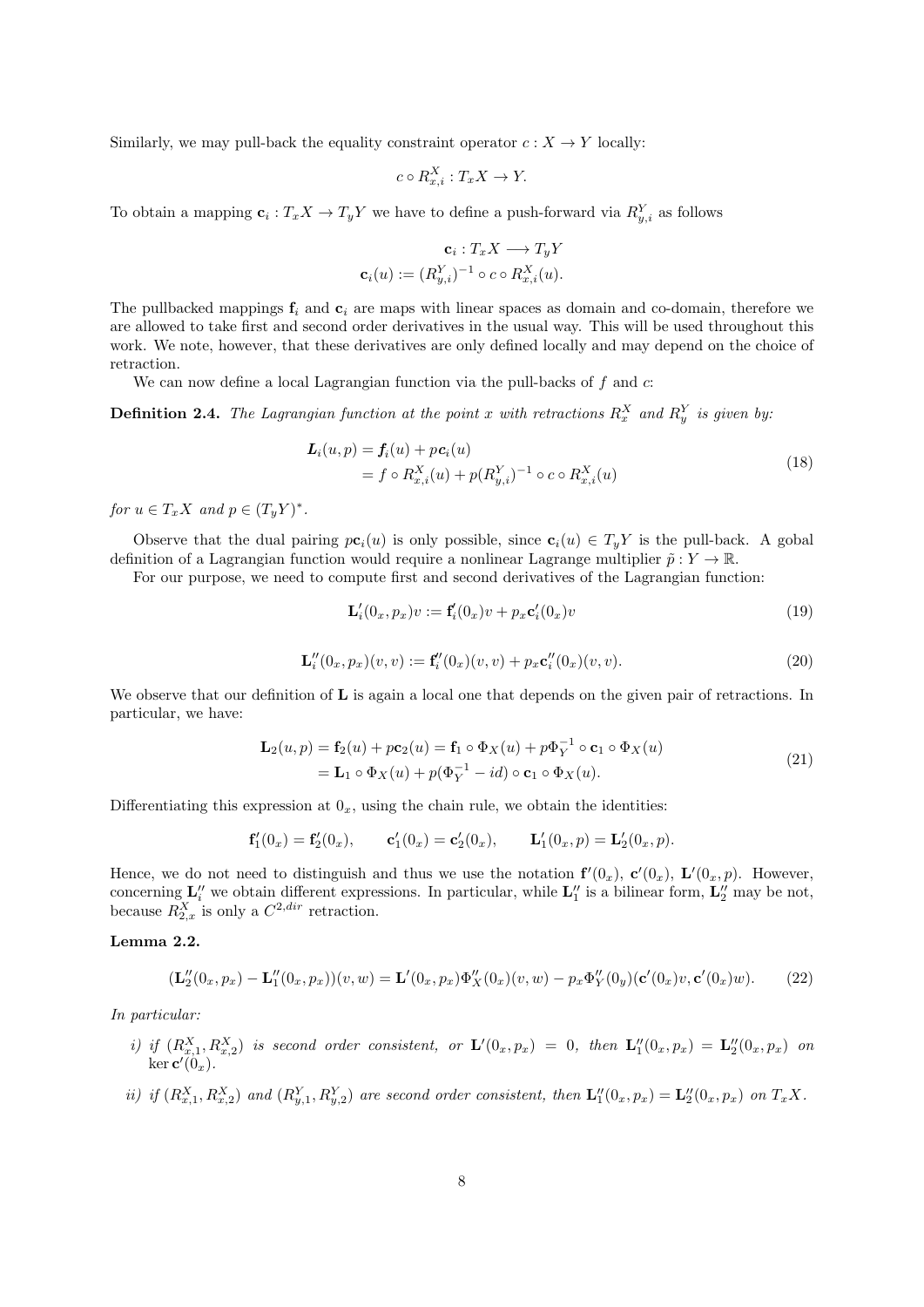Similarly, we may pull-back the equality constraint operator $c : X \to Y$ locally:

$$c \circ R^X_{x,i} : T_x X \to Y.$$

To obtain a mapping $\mathbf{c}_i : T_x X \to T_y Y$ we have to define a push-forward via $R^Y_{y,i}$ as follows

$$\mathbf{c}_i : T_x X \longrightarrow T_y Y$$
$$\mathbf{c}_i(u) := (R^Y_{y,i})^{-1} \circ c \circ R^X_{x,i}(u).$$

The pullbacked mappings $\mathbf{f}_i$ and $\mathbf{c}_i$ are maps with linear spaces as domain and co-domain, therefore we are allowed to take first and second order derivatives in the usual way. This will be used throughout this work. We note, however, that these derivatives are only defined locally and may depend on the choice of retraction.

We can now define a local Lagrangian function via the pull-backs of $f$ and $c$:

**Definition 2.4.** *The Lagrangian function at the point $x$ with retractions $R^X_x$ and $R^Y_y$ is given by:*

$$\begin{aligned} \boldsymbol{L}_i(u,p) &= \boldsymbol{f}_i(u) + p\mathbf{c}_i(u) \\ &= f \circ R^X_{x,i}(u) + p(R^Y_{y,i})^{-1} \circ c \circ R^X_{x,i}(u) \end{aligned} \tag{18}$$

*for $u \in T_x X$ and $p \in (T_y Y)^*$.*

Observe that the dual pairing $p\mathbf{c}_i(u)$ is only possible, since $\mathbf{c}_i(u) \in T_y Y$ is the pull-back. A gobal definition of a Lagrangian function would require a nonlinear Lagrange multiplier $\tilde{p} : Y \to \mathbb{R}$.

For our purpose, we need to compute first and second derivatives of the Lagrangian function:

$$\mathbf{L}'_i(0_x, p_x)v := \mathbf{f}'_i(0_x)v + p_x \mathbf{c}'_i(0_x)v \tag{19}$$

$$\mathbf{L}''_i(0_x, p_x)(v,v) := \mathbf{f}''_i(0_x)(v,v) + p_x \mathbf{c}''_i(0_x)(v,v). \tag{20}$$

We observe that our definition of $\mathbf{L}$ is again a local one that depends on the given pair of retractions. In particular, we have:

$$\begin{aligned} \mathbf{L}_2(u,p) = \mathbf{f}_2(u) + p\mathbf{c}_2(u) &= \mathbf{f}_1 \circ \Phi_X(u) + p\Phi_Y^{-1} \circ \mathbf{c}_1 \circ \Phi_X(u) \\ &= \mathbf{L}_1 \circ \Phi_X(u) + p(\Phi_Y^{-1} - id) \circ \mathbf{c}_1 \circ \Phi_X(u). \end{aligned} \tag{21}$$

Differentiating this expression at $0_x$, using the chain rule, we obtain the identities:

$$\mathbf{f}'_1(0_x) = \mathbf{f}'_2(0_x), \qquad \mathbf{c}'_1(0_x) = \mathbf{c}'_2(0_x), \qquad \mathbf{L}'_1(0_x, p) = \mathbf{L}'_2(0_x, p).$$

Hence, we do not need to distinguish and thus we use the notation $\mathbf{f}'(0_x)$, $\mathbf{c}'(0_x)$, $\mathbf{L}'(0_x, p)$. However, concerning $\mathbf{L}''_i$ we obtain different expressions. In particular, while $\mathbf{L}''_1$ is a bilinear form, $\mathbf{L}''_2$ may be not, because $R^X_{2,x}$ is only a $C^{2,dir}$ retraction.

**Lemma 2.2.**

$$(\mathbf{L}''_2(0_x, p_x) - \mathbf{L}''_1(0_x, p_x))(v,w) = \mathbf{L}'(0_x, p_x)\Phi''_X(0_x)(v,w) - p_x \Phi''_Y(0_y)(\mathbf{c}'(0_x)v, \mathbf{c}'(0_x)w). \tag{22}$$

*In particular:*

*i) if $(R^X_{x,1}, R^X_{x,2})$ is second order consistent, or $\mathbf{L}'(0_x, p_x) = 0$, then $\mathbf{L}''_1(0_x, p_x) = \mathbf{L}''_2(0_x, p_x)$ on $\ker \mathbf{c}'(0_x)$.*

*ii) if $(R^X_{x,1}, R^X_{x,2})$ and $(R^Y_{y,1}, R^Y_{y,2})$ are second order consistent, then $\mathbf{L}''_1(0_x, p_x) = \mathbf{L}''_2(0_x, p_x)$ on $T_x X$.*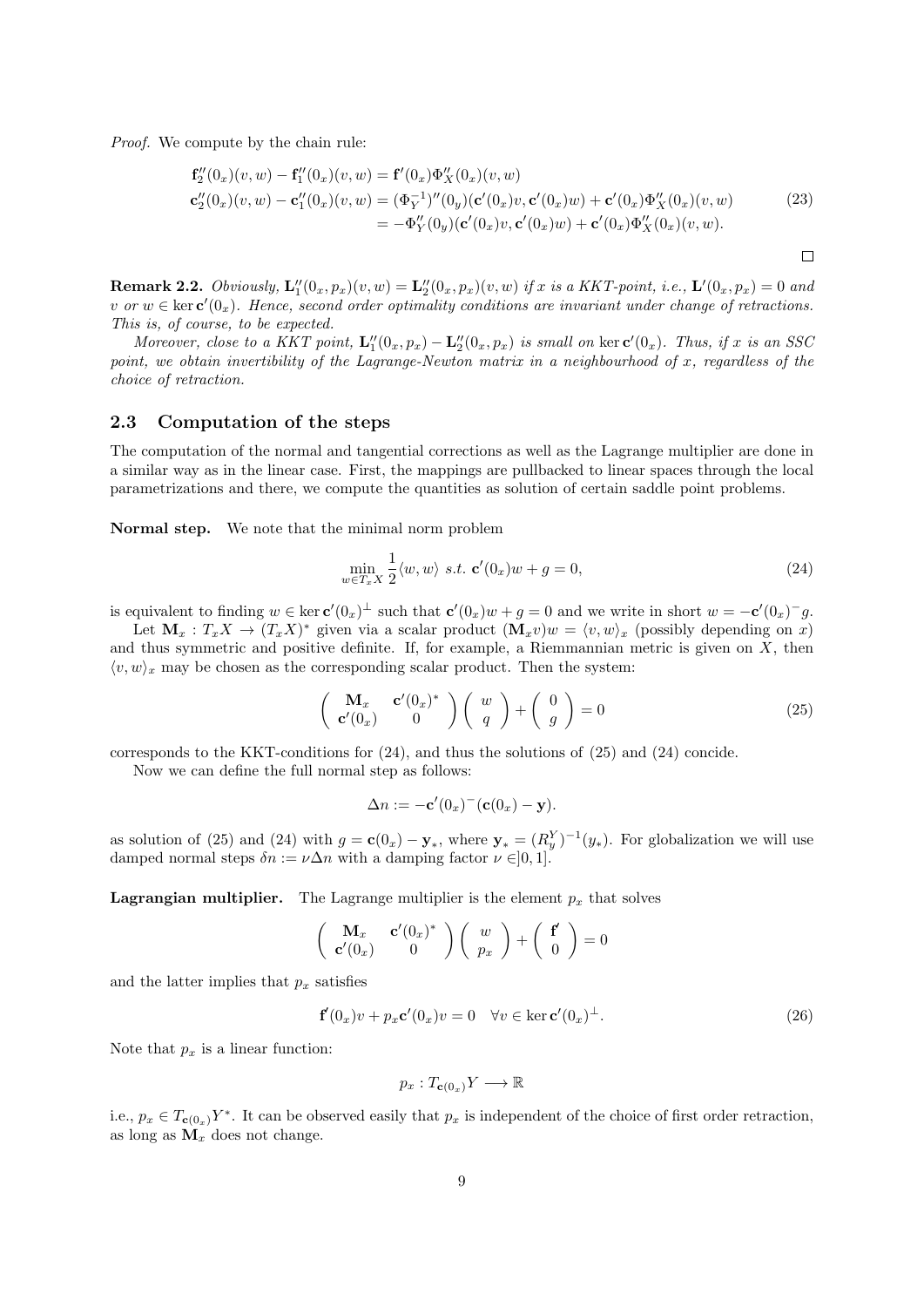*Proof.* We compute by the chain rule:

$$
\begin{aligned}
\mathbf{f}_2''(0_x)(v,w) - \mathbf{f}_1''(0_x)(v,w) &= \mathbf{f}'(0_x)\Phi_X''(0_x)(v,w) \\
\mathbf{c}_2''(0_x)(v,w) - \mathbf{c}_1''(0_x)(v,w) &= (\Phi_Y^{-1})''(0_y)(\mathbf{c}'(0_x)v, \mathbf{c}'(0_x)w) + \mathbf{c}'(0_x)\Phi_X''(0_x)(v,w) \\
&= -\Phi_Y''(0_y)(\mathbf{c}'(0_x)v, \mathbf{c}'(0_x)w) + \mathbf{c}'(0_x)\Phi_X''(0_x)(v,w).
\end{aligned}
\tag{23}
$$

□

**Remark 2.2.** *Obviously, $\mathbf{L}_1''(0_x, p_x)(v,w) = \mathbf{L}_2''(0_x, p_x)(v,w)$ if $x$ is a KKT-point, i.e., $\mathbf{L}'(0_x, p_x) = 0$ and $v$ or $w \in \ker \mathbf{c}'(0_x)$. Hence, second order optimality conditions are invariant under change of retractions. This is, of course, to be expected.*

*Moreover, close to a KKT point, $\mathbf{L}_1''(0_x, p_x) - \mathbf{L}_2''(0_x, p_x)$ is small on $\ker \mathbf{c}'(0_x)$. Thus, if $x$ is an SSC point, we obtain invertibility of the Lagrange-Newton matrix in a neighbourhood of $x$, regardless of the choice of retraction.*

## 2.3 Computation of the steps

The computation of the normal and tangential corrections as well as the Lagrange multiplier are done in a similar way as in the linear case. First, the mappings are pullbacked to linear spaces through the local parametrizations and there, we compute the quantities as solution of certain saddle point problems.

**Normal step.** We note that the minimal norm problem

$$
\min_{w \in T_x X} \frac{1}{2}\langle w, w\rangle \ s.t.\ \mathbf{c}'(0_x)w + g = 0, \tag{24}
$$

is equivalent to finding $w \in \ker \mathbf{c}'(0_x)^\perp$ such that $\mathbf{c}'(0_x)w + g = 0$ and we write in short $w = -\mathbf{c}'(0_x)^- g$.

Let $\mathbf{M}_x : T_x X \to (T_x X)^*$ given via a scalar product $(\mathbf{M}_x v)w = \langle v, w\rangle_x$ (possibly depending on $x$) and thus symmetric and positive definite. If, for example, a Riemmannian metric is given on $X$, then $\langle v, w\rangle_x$ may be chosen as the corresponding scalar product. Then the system:

$$
\begin{pmatrix} \mathbf{M}_x & \mathbf{c}'(0_x)^* \\ \mathbf{c}'(0_x) & 0 \end{pmatrix} \begin{pmatrix} w \\ q \end{pmatrix} + \begin{pmatrix} 0 \\ g \end{pmatrix} = 0 \tag{25}
$$

corresponds to the KKT-conditions for (24), and thus the solutions of (25) and (24) concide.

Now we can define the full normal step as follows:

$$
\Delta n := -\mathbf{c}'(0_x)^-(\mathbf{c}(0_x) - \mathbf{y}).
$$

as solution of (25) and (24) with $g = \mathbf{c}(0_x) - \mathbf{y}_*$, where $\mathbf{y}_* = (R_y^Y)^{-1}(y_*)$. For globalization we will use damped normal steps $\delta n := \nu \Delta n$ with a damping factor $\nu \in ]0,1]$.

**Lagrangian multiplier.** The Lagrange multiplier is the element $p_x$ that solves

$$
\begin{pmatrix} \mathbf{M}_x & \mathbf{c}'(0_x)^* \\ \mathbf{c}'(0_x) & 0 \end{pmatrix} \begin{pmatrix} w \\ p_x \end{pmatrix} + \begin{pmatrix} \mathbf{f}' \\ 0 \end{pmatrix} = 0
$$

and the latter implies that $p_x$ satisfies

$$
\mathbf{f}'(0_x)v + p_x \mathbf{c}'(0_x)v = 0 \quad \forall v \in \ker \mathbf{c}'(0_x)^\perp. \tag{26}
$$

Note that $p_x$ is a linear function:

$$
p_x : T_{\mathbf{c}(0_x)}Y \longrightarrow \mathbb{R}
$$

i.e., $p_x \in T_{\mathbf{c}(0_x)}Y^*$. It can be observed easily that $p_x$ is independent of the choice of first order retraction, as long as $\mathbf{M}_x$ does not change.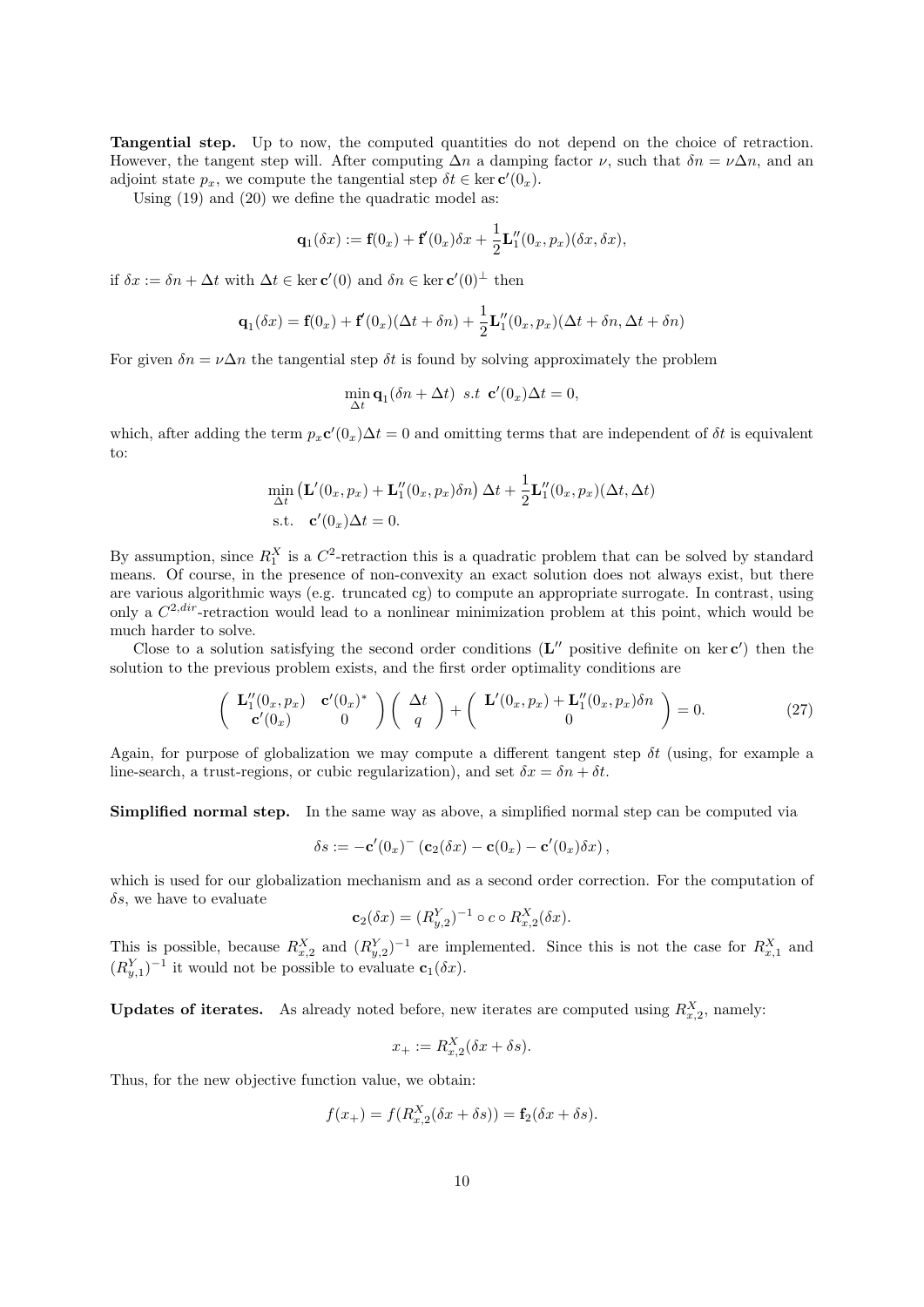**Tangential step.** Up to now, the computed quantities do not depend on the choice of retraction. However, the tangent step will. After computing $\Delta n$ a damping factor $\nu$, such that $\delta n = \nu \Delta n$, and an adjoint state $p_x$, we compute the tangential step $\delta t \in \ker \mathbf{c}'(0_x)$.

Using (19) and (20) we define the quadratic model as:

$$\mathbf{q}_1(\delta x) := \mathbf{f}(0_x) + \mathbf{f}'(0_x)\delta x + \frac{1}{2}\mathbf{L}_1''(0_x, p_x)(\delta x, \delta x),$$

if $\delta x := \delta n + \Delta t$ with $\Delta t \in \ker \mathbf{c}'(0)$ and $\delta n \in \ker \mathbf{c}'(0)^\perp$ then

$$\mathbf{q}_1(\delta x) = \mathbf{f}(0_x) + \mathbf{f}'(0_x)(\Delta t + \delta n) + \frac{1}{2}\mathbf{L}_1''(0_x, p_x)(\Delta t + \delta n, \Delta t + \delta n)$$

For given $\delta n = \nu \Delta n$ the tangential step $\delta t$ is found by solving approximately the problem

$$\min_{\Delta t} \mathbf{q}_1(\delta n + \Delta t) \;\; s.t \;\; \mathbf{c}'(0_x)\Delta t = 0,$$

which, after adding the term $p_x \mathbf{c}'(0_x)\Delta t = 0$ and omitting terms that are independent of $\delta t$ is equivalent to:

$$\begin{aligned}
&\min_{\Delta t} \left(\mathbf{L}'(0_x, p_x) + \mathbf{L}_1''(0_x, p_x)\delta n\right)\Delta t + \frac{1}{2}\mathbf{L}_1''(0_x, p_x)(\Delta t, \Delta t) \\
&\text{s.t.} \quad \mathbf{c}'(0_x)\Delta t = 0.
\end{aligned}$$

By assumption, since $R_1^X$ is a $C^2$-retraction this is a quadratic problem that can be solved by standard means. Of course, in the presence of non-convexity an exact solution does not always exist, but there are various algorithmic ways (e.g. truncated cg) to compute an appropriate surrogate. In contrast, using only a $C^{2,dir}$-retraction would lead to a nonlinear minimization problem at this point, which would be much harder to solve.

Close to a solution satisfying the second order conditions ($\mathbf{L}''$ positive definite on $\ker \mathbf{c}'$) then the solution to the previous problem exists, and the first order optimality conditions are

$$\begin{pmatrix} \mathbf{L}_1''(0_x, p_x) & \mathbf{c}'(0_x)^* \\ \mathbf{c}'(0_x) & 0 \end{pmatrix} \begin{pmatrix} \Delta t \\ q \end{pmatrix} + \begin{pmatrix} \mathbf{L}'(0_x, p_x) + \mathbf{L}_1''(0_x, p_x)\delta n \\ 0 \end{pmatrix} = 0. \tag{27}$$

Again, for purpose of globalization we may compute a different tangent step $\delta t$ (using, for example a line-search, a trust-regions, or cubic regularization), and set $\delta x = \delta n + \delta t$.

**Simplified normal step.** In the same way as above, a simplified normal step can be computed via

$$\delta s := -\mathbf{c}'(0_x)^- \left(\mathbf{c}_2(\delta x) - \mathbf{c}(0_x) - \mathbf{c}'(0_x)\delta x\right),$$

which is used for our globalization mechanism and as a second order correction. For the computation of $\delta s$, we have to evaluate

$$\mathbf{c}_2(\delta x) = (R_{y,2}^Y)^{-1} \circ c \circ R_{x,2}^X(\delta x).$$

This is possible, because $R_{x,2}^X$ and $(R_{y,2}^Y)^{-1}$ are implemented. Since this is not the case for $R_{x,1}^X$ and $(R_{y,1}^Y)^{-1}$ it would not be possible to evaluate $\mathbf{c}_1(\delta x)$.

**Updates of iterates.** As already noted before, new iterates are computed using $R_{x,2}^X$, namely:

$$x_+ := R_{x,2}^X(\delta x + \delta s).$$

Thus, for the new objective function value, we obtain:

$$f(x_+) = f(R_{x,2}^X(\delta x + \delta s)) = \mathbf{f}_2(\delta x + \delta s).$$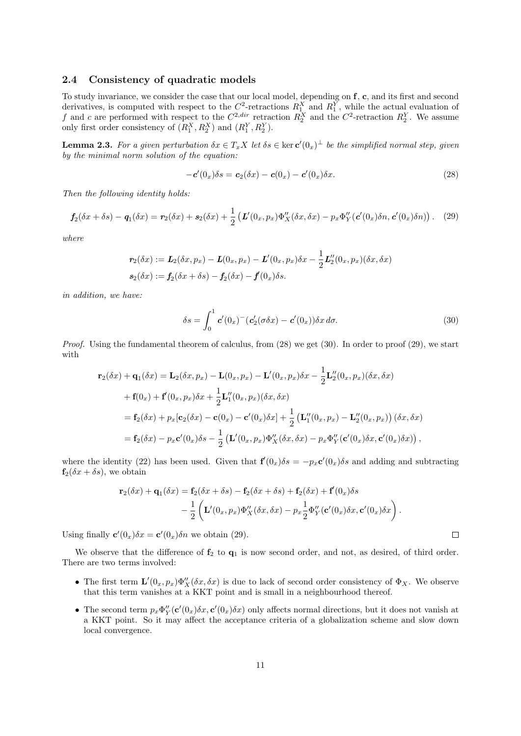### 2.4 Consistency of quadratic models

To study invariance, we consider the case that our local model, depending on $\mathbf{f}$, $\mathbf{c}$, and its first and second derivatives, is computed with respect to the $C^2$-retractions $R_1^X$ and $R_1^Y$, while the actual evaluation of $f$ and $c$ are performed with respect to the $C^{2,dir}$ retraction $R_2^X$ and the $C^2$-retraction $R_2^Y$. We assume only first order consistency of $(R_1^X, R_2^X)$ and $(R_1^Y, R_2^Y)$.

**Lemma 2.3.** *For a given perturbation $\delta x \in T_x X$ let $\delta s \in \ker \mathbf{c}'(0_x)^\perp$ be the simplified normal step, given by the minimal norm solution of the equation:*

$$-\boldsymbol{c}'(0_x)\delta s = \boldsymbol{c}_2(\delta x) - \boldsymbol{c}(0_x) - \boldsymbol{c}'(0_x)\delta x. \tag{28}$$

*Then the following identity holds:*

$$\boldsymbol{f}_2(\delta x + \delta s) - \boldsymbol{q}_1(\delta x) = \boldsymbol{r}_2(\delta x) + \boldsymbol{s}_2(\delta x) + \frac{1}{2}\left(\boldsymbol{L}'(0_x, p_x)\Phi''_X(\delta x, \delta x) - p_x \Phi''_Y(\boldsymbol{c}'(0_x)\delta n, \boldsymbol{c}'(0_x)\delta n)\right). \tag{29}$$

*where*

$$\begin{aligned}
\boldsymbol{r}_2(\delta x) &:= \boldsymbol{L}_2(\delta x, p_x) - \boldsymbol{L}(0_x, p_x) - \boldsymbol{L}'(0_x, p_x)\delta x - \frac{1}{2}\boldsymbol{L}''_2(0_x, p_x)(\delta x, \delta x) \\
\boldsymbol{s}_2(\delta x) &:= \boldsymbol{f}_2(\delta x + \delta s) - \boldsymbol{f}_2(\delta x) - \boldsymbol{f}'(0_x)\delta s.
\end{aligned}$$

*in addition, we have:*

$$\delta s = \int_0^1 \boldsymbol{c}'(0_x)^-(\boldsymbol{c}'_2(\sigma\delta x) - \boldsymbol{c}'(0_x))\delta x \, d\sigma. \tag{30}$$

*Proof.* Using the fundamental theorem of calculus, from (28) we get (30). In order to proof (29), we start with

$$\begin{aligned}
\mathbf{r}_2(\delta x) + \mathbf{q}_1(\delta x) &= \mathbf{L}_2(\delta x, p_x) - \mathbf{L}(0_x, p_x) - \mathbf{L}'(0_x, p_x)\delta x - \frac{1}{2}\mathbf{L}''_2(0_x, p_x)(\delta x, \delta x) \\
&\quad + \mathbf{f}(0_x) + \mathbf{f}'(0_x, p_x)\delta x + \frac{1}{2}\mathbf{L}''_1(0_x, p_x)(\delta x, \delta x) \\
&= \mathbf{f}_2(\delta x) + p_x[\mathbf{c}_2(\delta x) - \mathbf{c}(0_x) - \mathbf{c}'(0_x)\delta x] + \frac{1}{2}\left(\mathbf{L}''_1(0_x, p_x) - \mathbf{L}''_2(0_x, p_x)\right)(\delta x, \delta x) \\
&= \mathbf{f}_2(\delta x) - p_x \mathbf{c}'(0_x)\delta s - \frac{1}{2}\left(\mathbf{L}'(0_x, p_x)\Phi''_X(\delta x, \delta x) - p_x \Phi''_Y(\mathbf{c}'(0_x)\delta x, \mathbf{c}'(0_x)\delta x)\right),
\end{aligned}$$

where the identity (22) has been used. Given that $\mathbf{f}'(0_x)\delta s = -p_x \mathbf{c}'(0_x)\delta s$ and adding and subtracting $\mathbf{f}_2(\delta x + \delta s)$, we obtain

$$\begin{aligned}
\mathbf{r}_2(\delta x) + \mathbf{q}_1(\delta x) &= \mathbf{f}_2(\delta x + \delta s) - \mathbf{f}_2(\delta x + \delta s) + \mathbf{f}_2(\delta x) + \mathbf{f}'(0_x)\delta s \\
&\quad - \frac{1}{2}\left(\mathbf{L}'(0_x, p_x)\Phi''_X(\delta x, \delta x) - p_x \frac{1}{2}\Phi''_Y(\mathbf{c}'(0_x)\delta x, \mathbf{c}'(0_x)\delta x\right).
\end{aligned}$$

Using finally $\mathbf{c}'(0_x)\delta x = \mathbf{c}'(0_x)\delta n$ we obtain (29). $\square$

We observe that the difference of $\mathbf{f}_2$ to $\mathbf{q}_1$ is now second order, and not, as desired, of third order. There are two terms involved:

- The first term $\mathbf{L}'(0_x, p_x)\Phi''_X(\delta x, \delta x)$ is due to lack of second order consistency of $\Phi_X$. We observe that this term vanishes at a KKT point and is small in a neighbourhood thereof.
- The second term $p_x \Phi''_Y(\mathbf{c}'(0_x)\delta x, \mathbf{c}'(0_x)\delta x)$ only affects normal directions, but it does not vanish at a KKT point. So it may affect the acceptance criteria of a globalization scheme and slow down local convergence.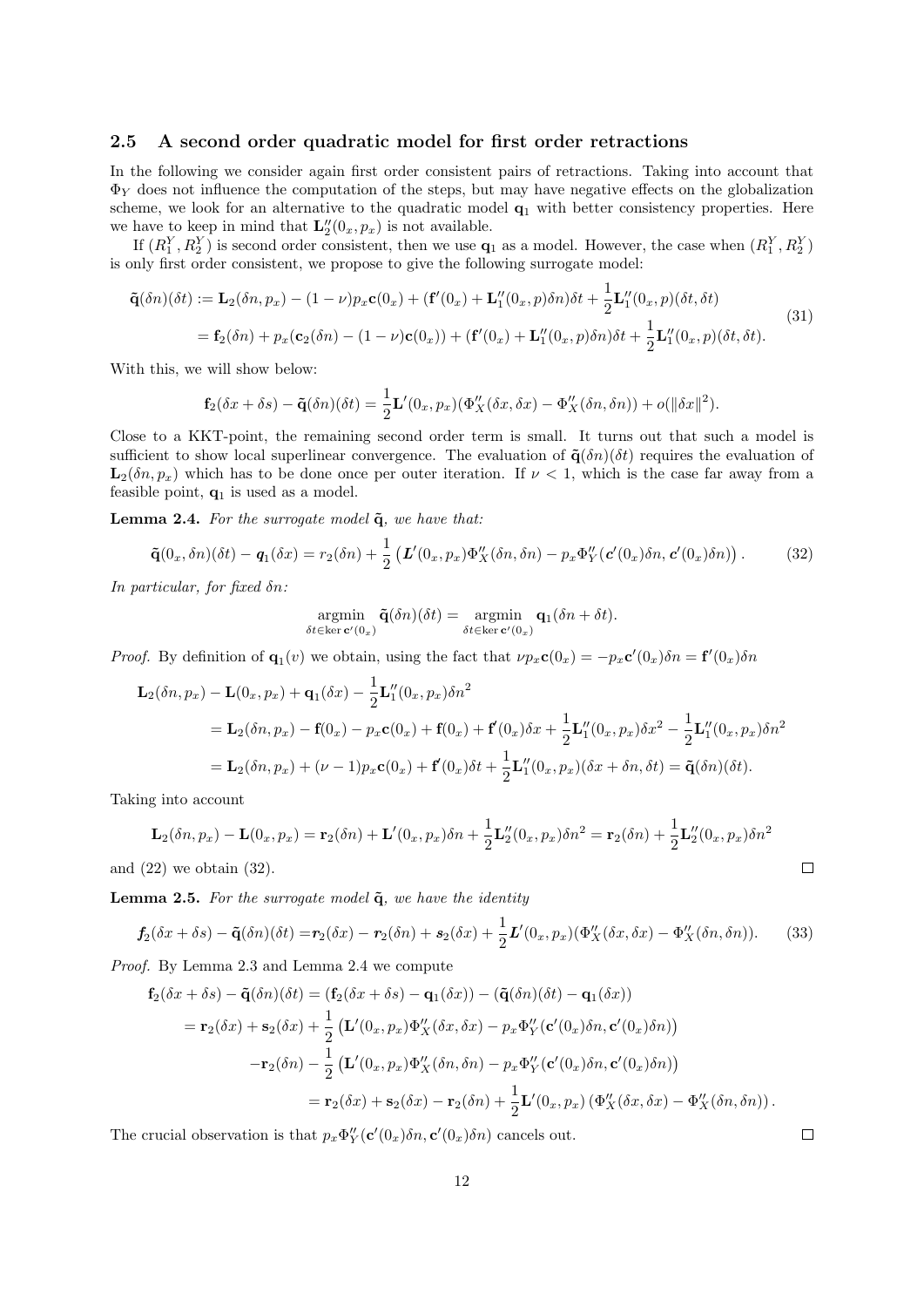### 2.5 A second order quadratic model for first order retractions

In the following we consider again first order consistent pairs of retractions. Taking into account that $\Phi_Y$ does not influence the computation of the steps, but may have negative effects on the globalization scheme, we look for an alternative to the quadratic model $\mathbf{q}_1$ with better consistency properties. Here we have to keep in mind that $\mathbf{L}_2''(0_x, p_x)$ is not available.

If $(R_1^Y, R_2^Y)$ is second order consistent, then we use $\mathbf{q}_1$ as a model. However, the case when $(R_1^Y, R_2^Y)$ is only first order consistent, we propose to give the following surrogate model:

$$
\begin{aligned}
\tilde{\mathbf{q}}(\delta n)(\delta t) &:= \mathbf{L}_2(\delta n, p_x) - (1-\nu)p_x \mathbf{c}(0_x) + (\mathbf{f}'(0_x) + \mathbf{L}_1''(0_x, p)\delta n)\delta t + \frac{1}{2}\mathbf{L}_1''(0_x, p)(\delta t, \delta t) \\
&= \mathbf{f}_2(\delta n) + p_x(\mathbf{c}_2(\delta n) - (1-\nu)\mathbf{c}(0_x)) + (\mathbf{f}'(0_x) + \mathbf{L}_1''(0_x, p)\delta n)\delta t + \frac{1}{2}\mathbf{L}_1''(0_x, p)(\delta t, \delta t).
\end{aligned} \tag{31}
$$

With this, we will show below:

$$
\mathbf{f}_2(\delta x + \delta s) - \tilde{\mathbf{q}}(\delta n)(\delta t) = \frac{1}{2}\mathbf{L}'(0_x, p_x)(\Phi_X''(\delta x, \delta x) - \Phi_X''(\delta n, \delta n)) + o(\|\delta x\|^2).
$$

Close to a KKT-point, the remaining second order term is small. It turns out that such a model is sufficient to show local superlinear convergence. The evaluation of $\tilde{\mathbf{q}}(\delta n)(\delta t)$ requires the evaluation of $\mathbf{L}_2(\delta n, p_x)$ which has to be done once per outer iteration. If $\nu < 1$, which is the case far away from a feasible point, $\mathbf{q}_1$ is used as a model.

**Lemma 2.4.** *For the surrogate model $\tilde{\mathbf{q}}$, we have that:*

$$
\tilde{\mathbf{q}}(0_x, \delta n)(\delta t) - \boldsymbol{q}_1(\delta x) = r_2(\delta n) + \frac{1}{2}\left(\boldsymbol{L}'(0_x, p_x)\Phi_X''(\delta n, \delta n) - p_x \Phi_Y''(\boldsymbol{c}'(0_x)\delta n, \boldsymbol{c}'(0_x)\delta n)\right). \tag{32}
$$

*In particular, for fixed $\delta n$:*

$$
\underset{\delta t \in \ker \mathbf{c}'(0_x)}{\operatorname{argmin}} \ \tilde{\mathbf{q}}(\delta n)(\delta t) = \underset{\delta t \in \ker \mathbf{c}'(0_x)}{\operatorname{argmin}} \ \mathbf{q}_1(\delta n + \delta t).
$$

*Proof.* By definition of $\mathbf{q}_1(v)$ we obtain, using the fact that $\nu p_x \mathbf{c}(0_x) = -p_x \mathbf{c}'(0_x)\delta n = \mathbf{f}'(0_x)\delta n$

$$
\begin{aligned}
&\mathbf{L}_2(\delta n, p_x) - \mathbf{L}(0_x, p_x) + \mathbf{q}_1(\delta x) - \frac{1}{2}\mathbf{L}_1''(0_x, p_x)\delta n^2 \\
&\quad = \mathbf{L}_2(\delta n, p_x) - \mathbf{f}(0_x) - p_x \mathbf{c}(0_x) + \mathbf{f}(0_x) + \mathbf{f}'(0_x)\delta x + \frac{1}{2}\mathbf{L}_1''(0_x, p_x)\delta x^2 - \frac{1}{2}\mathbf{L}_1''(0_x, p_x)\delta n^2 \\
&\quad = \mathbf{L}_2(\delta n, p_x) + (\nu - 1)p_x \mathbf{c}(0_x) + \mathbf{f}'(0_x)\delta t + \frac{1}{2}\mathbf{L}_1''(0_x, p_x)(\delta x + \delta n, \delta t) = \tilde{\mathbf{q}}(\delta n)(\delta t).
\end{aligned}
$$

Taking into account

$$
\mathbf{L}_2(\delta n, p_x) - \mathbf{L}(0_x, p_x) = \mathbf{r}_2(\delta n) + \mathbf{L}'(0_x, p_x)\delta n + \frac{1}{2}\mathbf{L}_2''(0_x, p_x)\delta n^2 = \mathbf{r}_2(\delta n) + \frac{1}{2}\mathbf{L}_2''(0_x, p_x)\delta n^2
$$

and (22) we obtain (32). $\square$

**Lemma 2.5.** *For the surrogate model $\tilde{\mathbf{q}}$, we have the identity*

$$
\boldsymbol{f}_2(\delta x + \delta s) - \tilde{\mathbf{q}}(\delta n)(\delta t) = \boldsymbol{r}_2(\delta x) - \boldsymbol{r}_2(\delta n) + \boldsymbol{s}_2(\delta x) + \frac{1}{2}\boldsymbol{L}'(0_x, p_x)(\Phi_X''(\delta x, \delta x) - \Phi_X''(\delta n, \delta n)). \tag{33}
$$

*Proof.* By Lemma 2.3 and Lemma 2.4 we compute

$$
\begin{aligned}
\mathbf{f}_2(\delta x + \delta s) - \tilde{\mathbf{q}}(\delta n)(\delta t) &= (\mathbf{f}_2(\delta x + \delta s) - \mathbf{q}_1(\delta x)) - (\tilde{\mathbf{q}}(\delta n)(\delta t) - \mathbf{q}_1(\delta x)) \\
&= \mathbf{r}_2(\delta x) + \mathbf{s}_2(\delta x) + \frac{1}{2}\left(\mathbf{L}'(0_x, p_x)\Phi_X''(\delta x, \delta x) - p_x \Phi_Y''(\mathbf{c}'(0_x)\delta n, \mathbf{c}'(0_x)\delta n)\right) \\
&\quad - \mathbf{r}_2(\delta n) - \frac{1}{2}\left(\mathbf{L}'(0_x, p_x)\Phi_X''(\delta n, \delta n) - p_x \Phi_Y''(\mathbf{c}'(0_x)\delta n, \mathbf{c}'(0_x)\delta n)\right) \\
&= \mathbf{r}_2(\delta x) + \mathbf{s}_2(\delta x) - \mathbf{r}_2(\delta n) + \frac{1}{2}\mathbf{L}'(0_x, p_x)\left(\Phi_X''(\delta x, \delta x) - \Phi_X''(\delta n, \delta n)\right).
\end{aligned}
$$

The crucial observation is that $p_x \Phi_Y''(\mathbf{c}'(0_x)\delta n, \mathbf{c}'(0_x)\delta n)$ cancels out. $\square$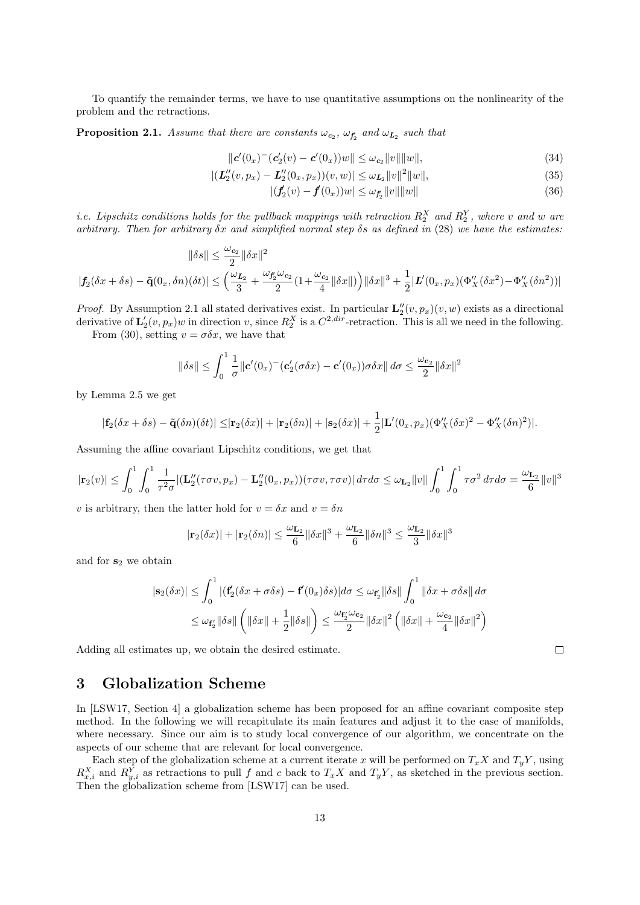To quantify the remainder terms, we have to use quantitative assumptions on the nonlinearity of the problem and the retractions.

**Proposition 2.1.** *Assume that there are constants $\omega_{\boldsymbol{c}_2}$, $\omega_{\boldsymbol{f}'_2}$ and $\omega_{\boldsymbol{L}_2}$ such that*

$$\|\boldsymbol{c}'(0_x)^-(\boldsymbol{c}'_2(v) - \boldsymbol{c}'(0_x))w\| \le \omega_{\boldsymbol{c}_2}\|v\|\|w\|, \tag{34}$$

$$|(\boldsymbol{L}''_2(v,p_x) - \boldsymbol{L}''_2(0_x,p_x))(v,w)| \le \omega_{\boldsymbol{L}_2}\|v\|^2\|w\|, \tag{35}$$

$$|(\boldsymbol{f}'_2(v) - \boldsymbol{f}'(0_x))w| \le \omega_{\boldsymbol{f}'_2}\|v\|\|w\| \tag{36}$$

*i.e. Lipschitz conditions holds for the pullback mappings with retraction $R^X_2$ and $R^Y_2$, where $v$ and $w$ are arbitrary. Then for arbitrary $\delta x$ and simplified normal step $\delta s$ as defined in (28) we have the estimates:*

$$\|\delta s\| \le \frac{\omega_{\boldsymbol{c}_2}}{2}\|\delta x\|^2$$

$$|\boldsymbol{f}_2(\delta x + \delta s) - \tilde{\mathbf{q}}(0_x,\delta n)(\delta t)| \le \Big(\frac{\omega_{\boldsymbol{L}_2}}{3} + \frac{\omega_{\boldsymbol{f}'_2}\omega_{\boldsymbol{c}_2}}{2}(1+\frac{\omega_{\boldsymbol{c}_2}}{4}\|\delta x\|)\Big)\|\delta x\|^3 + \frac{1}{2}|\boldsymbol{L}'(0_x,p_x)(\Phi''_X(\delta x^2) - \Phi''_X(\delta n^2))|$$

*Proof.* By Assumption 2.1 all stated derivatives exist. In particular $\mathbf{L}''_2(v,p_x)(v,w)$ exists as a directional derivative of $\mathbf{L}'_2(v,p_x)w$ in direction $v$, since $R^X_2$ is a $C^{2,dir}$-retraction. This is all we need in the following.

From (30), setting $v = \sigma\delta x$, we have that

$$\|\delta s\| \le \int_0^1 \frac{1}{\sigma}\|\mathbf{c}'(0_x)^-(\mathbf{c}'_2(\sigma\delta x) - \mathbf{c}'(0_x))\sigma\delta x\|\,d\sigma \le \frac{\omega_{\mathbf{c}_2}}{2}\|\delta x\|^2$$

by Lemma 2.5 we get

$$|\mathbf{f}_2(\delta x + \delta s) - \tilde{\mathbf{q}}(\delta n)(\delta t)| \le |\mathbf{r}_2(\delta x)| + |\mathbf{r}_2(\delta n)| + |\mathbf{s}_2(\delta x)| + \frac{1}{2}|\mathbf{L}'(0_x,p_x)(\Phi''_X(\delta x)^2 - \Phi''_X(\delta n)^2)|.$$

Assuming the affine covariant Lipschitz conditions, we get that

$$|\mathbf{r}_2(v)| \le \int_0^1\int_0^1 \frac{1}{\tau^2\sigma}|(\mathbf{L}''_2(\tau\sigma v,p_x) - \mathbf{L}''_2(0_x,p_x))(\tau\sigma v,\tau\sigma v)|\,d\tau d\sigma \le \omega_{\mathbf{L}_2}\|v\|\int_0^1\int_0^1 \tau\sigma^2\,d\tau d\sigma = \frac{\omega_{\mathbf{L}_2}}{6}\|v\|^3$$

$v$ is arbitrary, then the latter hold for $v = \delta x$ and $v = \delta n$

$$|\mathbf{r}_2(\delta x)| + |\mathbf{r}_2(\delta n)| \le \frac{\omega_{\mathbf{L}_2}}{6}\|\delta x\|^3 + \frac{\omega_{\mathbf{L}_2}}{6}\|\delta n\|^3 \le \frac{\omega_{\mathbf{L}_2}}{3}\|\delta x\|^3$$

and for $\mathbf{s}_2$ we obtain

$$|\mathbf{s}_2(\delta x)| \le \int_0^1 |(\mathbf{f}'_2(\delta x + \sigma\delta s) - \mathbf{f}'(0_x)\delta s)|d\sigma \le \omega_{\mathbf{f}'_2}\|\delta s\|\int_0^1 \|\delta x + \sigma\delta s\|\,d\sigma$$

$$\le \omega_{\mathbf{f}'_2}\|\delta s\|\left(\|\delta x\| + \frac{1}{2}\|\delta s\|\right) \le \frac{\omega_{\mathbf{f}'_2}\omega_{\mathbf{c}_2}}{2}\|\delta x\|^2\left(\|\delta x\| + \frac{\omega_{\mathbf{c}_2}}{4}\|\delta x\|^2\right)$$

Adding all estimates up, we obtain the desired estimate. □

# 3 Globalization Scheme

In [LSW17, Section 4] a globalization scheme has been proposed for an affine covariant composite step method. In the following we will recapitulate its main features and adjust it to the case of manifolds, where necessary. Since our aim is to study local convergence of our algorithm, we concentrate on the aspects of our scheme that are relevant for local convergence.

Each step of the globalization scheme at a current iterate $x$ will be performed on $T_xX$ and $T_yY$, using $R^X_{x,i}$ and $R^Y_{y,i}$ as retractions to pull $f$ and $c$ back to $T_xX$ and $T_yY$, as sketched in the previous section. Then the globalization scheme from [LSW17] can be used.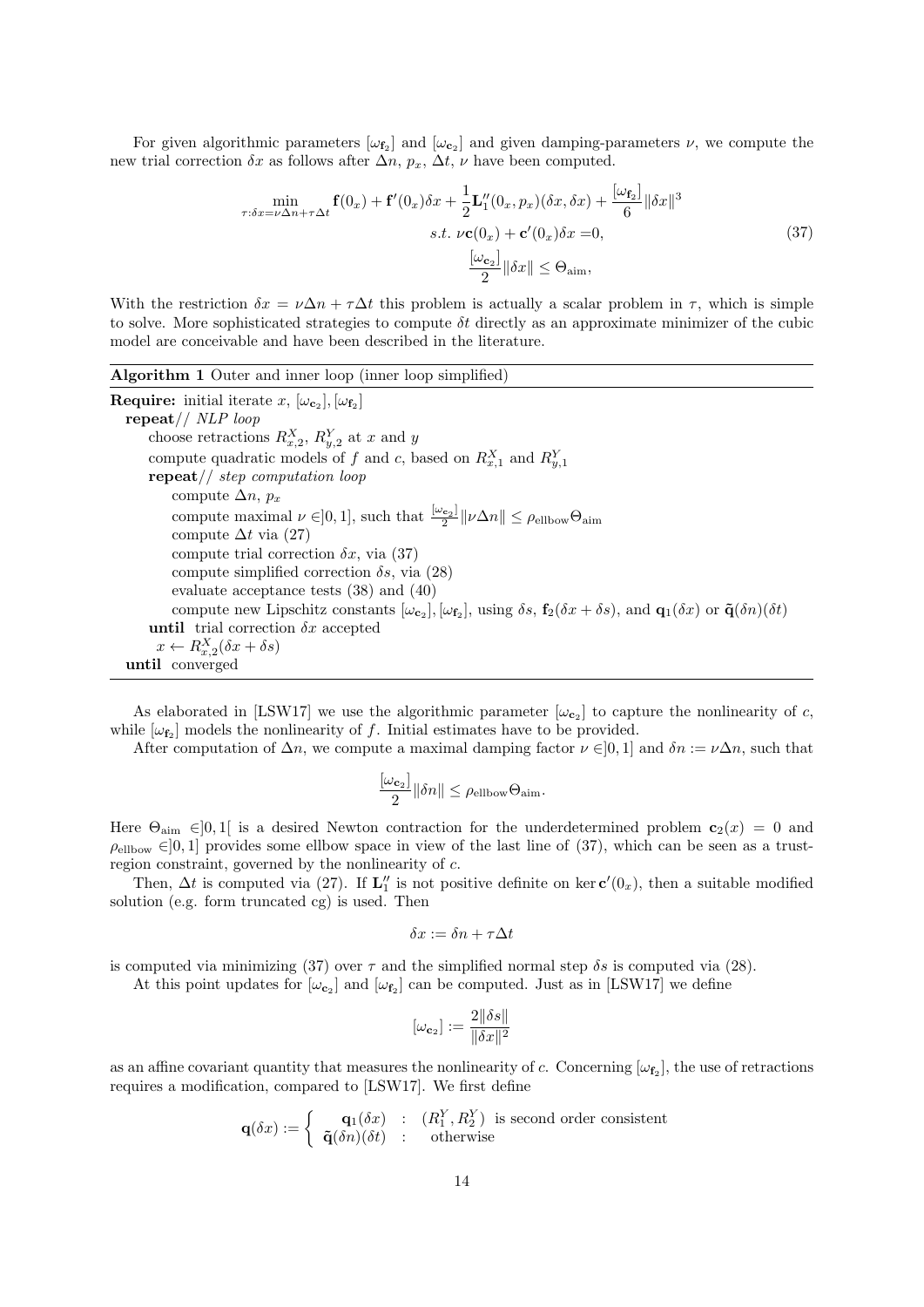For given algorithmic parameters $[\omega_{\mathbf{f}_2}]$ and $[\omega_{\mathbf{c}_2}]$ and given damping-parameters $\nu$, we compute the new trial correction $\delta x$ as follows after $\Delta n$, $p_x$, $\Delta t$, $\nu$ have been computed.

$$
\begin{aligned}
\min_{\tau:\delta x=\nu\Delta n+\tau\Delta t} \; & \mathbf{f}(0_x)+\mathbf{f}'(0_x)\delta x+\frac{1}{2}\mathbf{L}_1''(0_x,p_x)(\delta x,\delta x)+\frac{[\omega_{\mathbf{f}_2}]}{6}\|\delta x\|^3 \\
s.t. \; & \nu\mathbf{c}(0_x)+\mathbf{c}'(0_x)\delta x=0, \\
& \frac{[\omega_{\mathbf{c}_2}]}{2}\|\delta x\|\le\Theta_{\mathrm{aim}},
\end{aligned}
\tag{37}
$$

With the restriction $\delta x=\nu\Delta n+\tau\Delta t$ this problem is actually a scalar problem in $\tau$, which is simple to solve. More sophisticated strategies to compute $\delta t$ directly as an approximate minimizer of the cubic model are conceivable and have been described in the literature.

---

**Algorithm 1** Outer and inner loop (inner loop simplified)

---

**Require:** initial iterate $x$, $[\omega_{\mathbf{c}_2}]$, $[\omega_{\mathbf{f}_2}]$
  **repeat**// *NLP loop*
    choose retractions $R^X_{x,2}$, $R^Y_{y,2}$ at $x$ and $y$
    compute quadratic models of $f$ and $c$, based on $R^X_{x,1}$ and $R^Y_{y,1}$
    **repeat**// *step computation loop*
      compute $\Delta n$, $p_x$
      compute maximal $\nu\in]0,1]$, such that $\frac{[\omega_{\mathbf{c}_2}]}{2}\|\nu\Delta n\|\le\rho_{\mathrm{ellbow}}\Theta_{\mathrm{aim}}$
      compute $\Delta t$ via (27)
      compute trial correction $\delta x$, via (37)
      compute simplified correction $\delta s$, via (28)
      evaluate acceptance tests (38) and (40)
      compute new Lipschitz constants $[\omega_{\mathbf{c}_2}]$, $[\omega_{\mathbf{f}_2}]$, using $\delta s$, $\mathbf{f}_2(\delta x+\delta s)$, and $\mathbf{q}_1(\delta x)$ or $\tilde{\mathbf{q}}(\delta n)(\delta t)$
    **until** trial correction $\delta x$ accepted
    $x\leftarrow R^X_{x,2}(\delta x+\delta s)$
  **until** converged

---

As elaborated in [LSW17] we use the algorithmic parameter $[\omega_{\mathbf{c}_2}]$ to capture the nonlinearity of $c$, while $[\omega_{\mathbf{f}_2}]$ models the nonlinearity of $f$. Initial estimates have to be provided.

After computation of $\Delta n$, we compute a maximal damping factor $\nu\in]0,1]$ and $\delta n:=\nu\Delta n$, such that

$$
\frac{[\omega_{\mathbf{c}_2}]}{2}\|\delta n\|\le\rho_{\mathrm{ellbow}}\Theta_{\mathrm{aim}}.
$$

Here $\Theta_{\mathrm{aim}}\in]0,1[$ is a desired Newton contraction for the underdetermined problem $\mathbf{c}_2(x)=0$ and $\rho_{\mathrm{ellbow}}\in]0,1]$ provides some ellbow space in view of the last line of (37), which can be seen as a trust-region constraint, governed by the nonlinearity of $c$.

Then, $\Delta t$ is computed via (27). If $\mathbf{L}_1''$ is not positive definite on $\ker\mathbf{c}'(0_x)$, then a suitable modified solution (e.g. form truncated cg) is used. Then

$$
\delta x:=\delta n+\tau\Delta t
$$

is computed via minimizing (37) over $\tau$ and the simplified normal step $\delta s$ is computed via (28).

At this point updates for $[\omega_{\mathbf{c}_2}]$ and $[\omega_{\mathbf{f}_2}]$ can be computed. Just as in [LSW17] we define

$$
[\omega_{\mathbf{c}_2}]:=\frac{2\|\delta s\|}{\|\delta x\|^2}
$$

as an affine covariant quantity that measures the nonlinearity of $c$. Concerning $[\omega_{\mathbf{f}_2}]$, the use of retractions requires a modification, compared to [LSW17]. We first define

$$
\mathbf{q}(\delta x):=\left\{\begin{array}{ccl}\mathbf{q}_1(\delta x) & : & (R^Y_1,R^Y_2)\ \text{ is second order consistent}\\ \tilde{\mathbf{q}}(\delta n)(\delta t) & : & \text{otherwise}\end{array}\right.
$$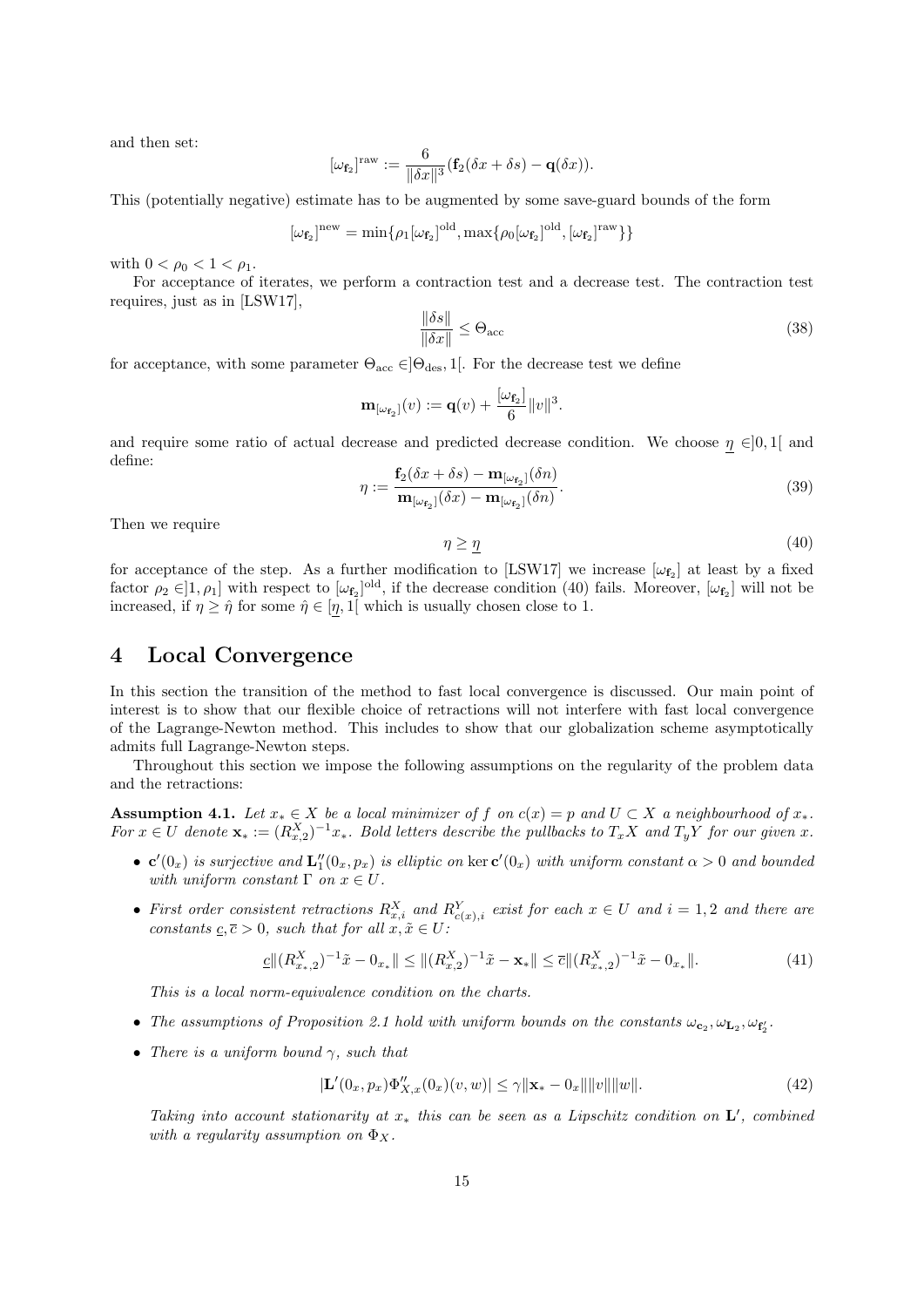and then set:

$$[\omega_{\mathbf{f}_2}]^{\mathrm{raw}} := \frac{6}{\|\delta x\|^3}(\mathbf{f}_2(\delta x + \delta s) - \mathbf{q}(\delta x)).$$

This (potentially negative) estimate has to be augmented by some save-guard bounds of the form

$$[\omega_{\mathbf{f}_2}]^{\mathrm{new}} = \min\{\rho_1 [\omega_{\mathbf{f}_2}]^{\mathrm{old}}, \max\{\rho_0 [\omega_{\mathbf{f}_2}]^{\mathrm{old}}, [\omega_{\mathbf{f}_2}]^{\mathrm{raw}}\}\}$$

with $0 < \rho_0 < 1 < \rho_1$.

For acceptance of iterates, we perform a contraction test and a decrease test. The contraction test requires, just as in [LSW17],

$$\frac{\|\delta s\|}{\|\delta x\|} \leq \Theta_{\mathrm{acc}} \tag{38}$$

for acceptance, with some parameter $\Theta_{\mathrm{acc}} \in ]\Theta_{\mathrm{des}}, 1[$. For the decrease test we define

$$\mathbf{m}_{[\omega_{\mathbf{f}_2}]}(v) := \mathbf{q}(v) + \frac{[\omega_{\mathbf{f}_2}]}{6}\|v\|^3.$$

and require some ratio of actual decrease and predicted decrease condition. We choose $\underline{\eta} \in ]0, 1[$ and define:

$$\eta := \frac{\mathbf{f}_2(\delta x + \delta s) - \mathbf{m}_{[\omega_{\mathbf{f}_2}]}(\delta n)}{\mathbf{m}_{[\omega_{\mathbf{f}_2}]}(\delta x) - \mathbf{m}_{[\omega_{\mathbf{f}_2}]}(\delta n)}. \tag{39}$$

Then we require

$$\eta \geq \underline{\eta} \tag{40}$$

for acceptance of the step. As a further modification to [LSW17] we increase $[\omega_{\mathbf{f}_2}]$ at least by a fixed factor $\rho_2 \in ]1, \rho_1]$ with respect to $[\omega_{\mathbf{f}_2}]^{\mathrm{old}}$, if the decrease condition (40) fails. Moreover, $[\omega_{\mathbf{f}_2}]$ will not be increased, if $\eta \geq \hat{\eta}$ for some $\hat{\eta} \in [\underline{\eta}, 1[$ which is usually chosen close to 1.

# 4 Local Convergence

In this section the transition of the method to fast local convergence is discussed. Our main point of interest is to show that our flexible choice of retractions will not interfere with fast local convergence of the Lagrange-Newton method. This includes to show that our globalization scheme asymptotically admits full Lagrange-Newton steps.

Throughout this section we impose the following assumptions on the regularity of the problem data and the retractions:

**Assumption 4.1.** *Let $x_* \in X$ be a local minimizer of $f$ on $c(x) = p$ and $U \subset X$ a neighbourhood of $x_*$. For $x \in U$ denote $\mathbf{x}_* := (R^X_{x,2})^{-1}x_*$. Bold letters describe the pullbacks to $T_xX$ and $T_yY$ for our given $x$.*

- *$\mathbf{c}'(0_x)$ is surjective and $\mathbf{L}''_1(0_x, p_x)$ is elliptic on $\ker \mathbf{c}'(0_x)$ with uniform constant $\alpha > 0$ and bounded with uniform constant $\Gamma$ on $x \in U$.*
- *First order consistent retractions $R^X_{x,i}$ and $R^Y_{c(x),i}$ exist for each $x \in U$ and $i = 1, 2$ and there are constants $\underline{c}, \overline{c} > 0$, such that for all $x, \tilde{x} \in U$:*

$$\underline{c}\|(R^X_{x_*,2})^{-1}\tilde{x} - 0_{x_*}\| \leq \|(R^X_{x,2})^{-1}\tilde{x} - \mathbf{x}_*\| \leq \overline{c}\|(R^X_{x_*,2})^{-1}\tilde{x} - 0_{x_*}\|. \tag{41}$$

  *This is a local norm-equivalence condition on the charts.*
- *The assumptions of Proposition 2.1 hold with uniform bounds on the constants $\omega_{\mathbf{c}_2}, \omega_{\mathbf{L}_2}, \omega_{\mathbf{f}'_2}$.*
- *There is a uniform bound $\gamma$, such that*

$$|\mathbf{L}'(0_x, p_x)\Phi''_{X,x}(0_x)(v, w)| \leq \gamma\|\mathbf{x}_* - 0_x\|\|v\|\|w\|. \tag{42}$$

  *Taking into account stationarity at $x_*$ this can be seen as a Lipschitz condition on $\mathbf{L}'$, combined with a regularity assumption on $\Phi_X$.*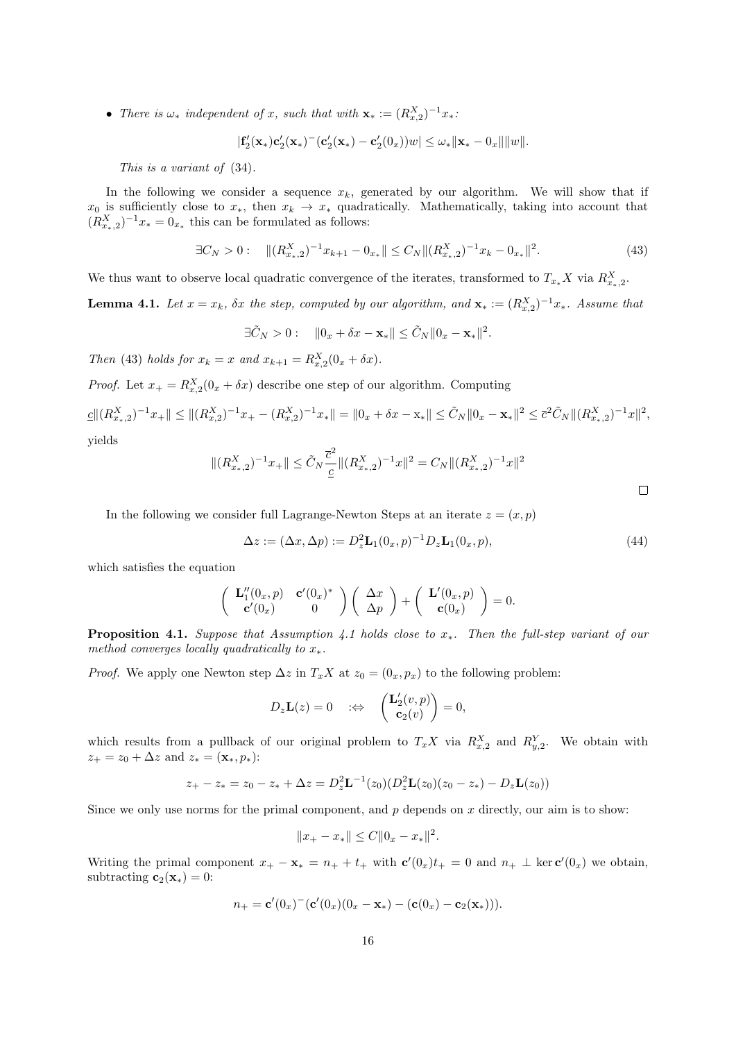- *There is $\omega_*$ independent of $x$, such that with $\mathbf{x}_* := (R^X_{x,2})^{-1}x_*$:*

$$|\mathbf{f}_2'(\mathbf{x}_*)\mathbf{c}_2'(\mathbf{x}_*)^-(\mathbf{c}_2'(\mathbf{x}_*) - \mathbf{c}_2'(0_x))w| \le \omega_* \|\mathbf{x}_* - 0_x\|\|w\|.$$

*This is a variant of* (34).

In the following we consider a sequence $x_k$, generated by our algorithm. We will show that if $x_0$ is sufficiently close to $x_*$, then $x_k \to x_*$ quadratically. Mathematically, taking into account that $(R^X_{x_*,2})^{-1}x_* = 0_{x_*}$ this can be formulated as follows:

$$\exists C_N > 0 : \quad \|(R^X_{x_*,2})^{-1}x_{k+1} - 0_{x_*}\| \le C_N \|(R^X_{x_*,2})^{-1}x_k - 0_{x_*}\|^2. \tag{43}$$

We thus want to observe local quadratic convergence of the iterates, transformed to $T_{x_*}X$ via $R^X_{x_*,2}$.

**Lemma 4.1.** *Let $x = x_k$, $\delta x$ the step, computed by our algorithm, and $\mathbf{x}_* := (R^X_{x,2})^{-1}x_*$. Assume that*

$$\exists \tilde{C}_N > 0 : \quad \|0_x + \delta x - \mathbf{x}_*\| \le \tilde{C}_N \|0_x - \mathbf{x}_*\|^2.$$

*Then* (43) *holds for $x_k = x$ and $x_{k+1} = R^X_{x,2}(0_x + \delta x)$.*

*Proof.* Let $x_+ = R^X_{x,2}(0_x + \delta x)$ describe one step of our algorithm. Computing

$$\underline{c}\|(R^X_{x_*,2})^{-1}x_+\| \le \|(R^X_{x,2})^{-1}x_+ - (R^X_{x,2})^{-1}x_*\| = \|0_x + \delta x - \mathrm{x}_*\| \le \tilde{C}_N \|0_x - \mathbf{x}_*\|^2 \le \overline{c}^2 \tilde{C}_N \|(R^X_{x_*,2})^{-1}x\|^2,$$

yields

$$\|(R^X_{x_*,2})^{-1}x_+\| \le \tilde{C}_N \frac{\overline{c}^2}{\underline{c}} \|(R^X_{x_*,2})^{-1}x\|^2 = C_N \|(R^X_{x_*,2})^{-1}x\|^2$$

$\square$

In the following we consider full Lagrange-Newton Steps at an iterate $z = (x, p)$

$$\Delta z := (\Delta x, \Delta p) := D_z^2 \mathbf{L}_1(0_x, p)^{-1} D_z \mathbf{L}_1(0_x, p), \tag{44}$$

which satisfies the equation

$$\begin{pmatrix} \mathbf{L}_1''(0_x, p) & \mathbf{c}'(0_x)^* \\ \mathbf{c}'(0_x) & 0 \end{pmatrix} \begin{pmatrix} \Delta x \\ \Delta p \end{pmatrix} + \begin{pmatrix} \mathbf{L}'(0_x, p) \\ \mathbf{c}(0_x) \end{pmatrix} = 0.$$

**Proposition 4.1.** *Suppose that Assumption 4.1 holds close to $x_*$. Then the full-step variant of our method converges locally quadratically to $x_*$.*

*Proof.* We apply one Newton step $\Delta z$ in $T_xX$ at $z_0 = (0_x, p_x)$ to the following problem:

$$D_z \mathbf{L}(z) = 0 \quad :\Leftrightarrow \quad \begin{pmatrix} \mathbf{L}_2'(v, p) \\ \mathbf{c}_2(v) \end{pmatrix} = 0,$$

which results from a pullback of our original problem to $T_xX$ via $R^X_{x,2}$ and $R^Y_{y,2}$. We obtain with $z_+ = z_0 + \Delta z$ and $z_* = (\mathbf{x}_*, p_*)$:

$$z_+ - z_* = z_0 - z_* + \Delta z = D_z^2 \mathbf{L}^{-1}(z_0)(D_z^2 \mathbf{L}(z_0)(z_0 - z_*) - D_z \mathbf{L}(z_0))$$

Since we only use norms for the primal component, and $p$ depends on $x$ directly, our aim is to show:

$$\|x_+ - x_*\| \le C\|0_x - x_*\|^2.$$

Writing the primal component $x_+ - \mathbf{x}_* = n_+ + t_+$ with $\mathbf{c}'(0_x)t_+ = 0$ and $n_+ \perp \ker \mathbf{c}'(0_x)$ we obtain, subtracting $\mathbf{c}_2(\mathbf{x}_*) = 0$:

$$n_+ = \mathbf{c}'(0_x)^-(\mathbf{c}'(0_x)(0_x - \mathbf{x}_*) - (\mathbf{c}(0_x) - \mathbf{c}_2(\mathbf{x}_*))).$$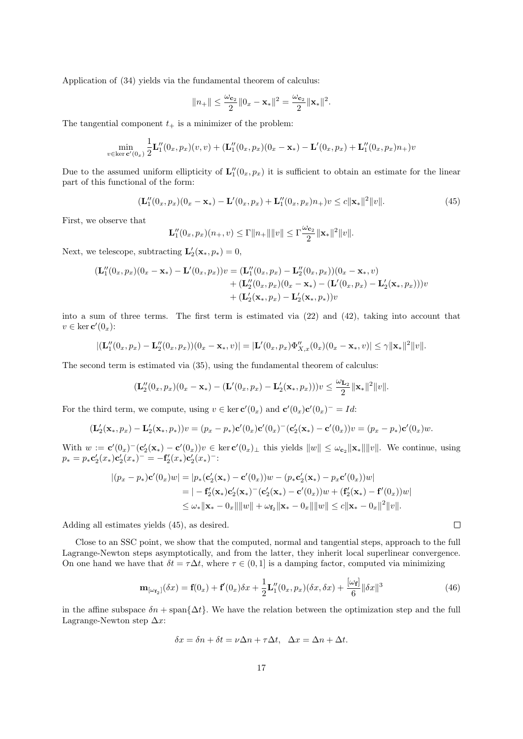Application of (34) yields via the fundamental theorem of calculus:

$$\|n_+\| \le \frac{\omega_{\mathbf{c}_2}}{2}\|0_x - \mathbf{x}_*\|^2 = \frac{\omega_{\mathbf{c}_2}}{2}\|\mathbf{x}_*\|^2.$$

The tangential component $t_+$ is a minimizer of the problem:

$$\min_{v\in\ker \mathbf{c}'(0_x)} \frac{1}{2}\mathbf{L}_1''(0_x,p_x)(v,v) + (\mathbf{L}_1''(0_x,p_x)(0_x-\mathbf{x}_*) - \mathbf{L}'(0_x,p_x) + \mathbf{L}_1''(0_x,p_x)n_+)v$$

Due to the assumed uniform ellipticity of $\mathbf{L}_1''(0_x,p_x)$ it is sufficient to obtain an estimate for the linear part of this functional of the form:

$$(\mathbf{L}_1''(0_x,p_x)(0_x-\mathbf{x}_*) - \mathbf{L}'(0_x,p_x) + \mathbf{L}_1''(0_x,p_x)n_+)v \le c\|\mathbf{x}_*\|^2\|v\|. \tag{45}$$

First, we observe that

$$\mathbf{L}_1''(0_x,p_x)(n_+,v) \le \Gamma\|n_+\|\|v\| \le \Gamma\frac{\omega_{\mathbf{c}_2}}{2}\|\mathbf{x}_*\|^2\|v\|.$$

Next, we telescope, subtracting $\mathbf{L}_2'(\mathbf{x}_*,p_*)=0$,

$$\begin{aligned}(\mathbf{L}_1''(0_x,p_x)(0_x-\mathbf{x}_*) - \mathbf{L}'(0_x,p_x))v &= (\mathbf{L}_1''(0_x,p_x) - \mathbf{L}_2''(0_x,p_x))(0_x-\mathbf{x}_*,v)\\ &\quad + (\mathbf{L}_2''(0_x,p_x)(0_x-\mathbf{x}_*) - (\mathbf{L}'(0_x,p_x) - \mathbf{L}_2'(\mathbf{x}_*,p_x)))v\\ &\quad + (\mathbf{L}_2'(\mathbf{x}_*,p_x) - \mathbf{L}_2'(\mathbf{x}_*,p_*))v\end{aligned}$$

into a sum of three terms. The first term is estimated via (22) and (42), taking into account that $v \in \ker \mathbf{c}'(0_x)$:

$$|(\mathbf{L}_1''(0_x,p_x) - \mathbf{L}_2''(0_x,p_x))(0_x-\mathbf{x}_*,v)| = |\mathbf{L}'(0_x,p_x)\Phi_{X,x}''(0_x)(0_x-\mathbf{x}_*,v)| \le \gamma\|\mathbf{x}_*\|^2\|v\|.$$

The second term is estimated via (35), using the fundamental theorem of calculus:

$$(\mathbf{L}_2''(0_x,p_x)(0_x-\mathbf{x}_*) - (\mathbf{L}'(0_x,p_x) - \mathbf{L}_2'(\mathbf{x}_*,p_x)))v \le \frac{\omega_{\mathbf{L}_2}}{2}\|\mathbf{x}_*\|^2\|v\|.$$

For the third term, we compute, using $v \in \ker \mathbf{c}'(0_x)$ and $\mathbf{c}'(0_x)\mathbf{c}'(0_x)^- = Id$:

$$(\mathbf{L}_2'(\mathbf{x}_*,p_x) - \mathbf{L}_2'(\mathbf{x}_*,p_*))v = (p_x-p_*)\mathbf{c}'(0_x)\mathbf{c}'(0_x)^-(\mathbf{c}_2'(\mathbf{x}_*) - \mathbf{c}'(0_x))v = (p_x-p_*)\mathbf{c}'(0_x)w.$$

With $w := \mathbf{c}'(0_x)^-(\mathbf{c}_2'(\mathbf{x}_*) - \mathbf{c}'(0_x))v \in \ker \mathbf{c}'(0_x)_\perp$ this yields $\|w\| \le \omega_{\mathbf{c}_2}\|\mathbf{x}_*\|\|v\|$. We continue, using $p_* = p_*\mathbf{c}_2'(x_*)\mathbf{c}_2'(x_*)^- = -\mathbf{f}_2'(x_*)\mathbf{c}_2'(x_*)^-$:

$$\begin{aligned}|(p_x-p_*)\mathbf{c}'(0_x)w| &= |p_*(\mathbf{c}_2'(\mathbf{x}_*) - \mathbf{c}'(0_x))w - (p_*\mathbf{c}_2'(\mathbf{x}_*) - p_x\mathbf{c}'(0_x))w|\\ &= |-\mathbf{f}_2'(\mathbf{x}_*)\mathbf{c}_2'(\mathbf{x}_*)^-(\mathbf{c}_2'(\mathbf{x}_*) - \mathbf{c}'(0_x))w + (\mathbf{f}_2'(\mathbf{x}_*) - \mathbf{f}'(0_x))w|\\ &\le \omega_*\|\mathbf{x}_* - 0_x\|\|w\| + \omega_{\mathbf{f}_2}\|\mathbf{x}_* - 0_x\|\|w\| \le c\|\mathbf{x}_* - 0_x\|^2\|v\|.\end{aligned}$$

Adding all estimates yields (45), as desired. $\square$

Close to an SSC point, we show that the computed, normal and tangential steps, approach to the full Lagrange-Newton steps asymptotically, and from the latter, they inherit local superlinear convergence. On one hand we have that $\delta t = \tau\Delta t$, where $\tau \in (0,1]$ is a damping factor, computed via minimizing

$$\mathbf{m}_{[\omega_{\mathbf{f}_2}]}(\delta x) = \mathbf{f}(0_x) + \mathbf{f}'(0_x)\delta x + \frac{1}{2}\mathbf{L}_1''(0_x,p_x)(\delta x,\delta x) + \frac{[\omega_{\mathbf{f}}]}{6}\|\delta x\|^3 \tag{46}$$

in the affine subspace $\delta n + \mathrm{span}\{\Delta t\}$. We have the relation between the optimization step and the full Lagrange-Newton step $\Delta x$:

$$\delta x = \delta n + \delta t = \nu\Delta n + \tau\Delta t, \quad \Delta x = \Delta n + \Delta t.$$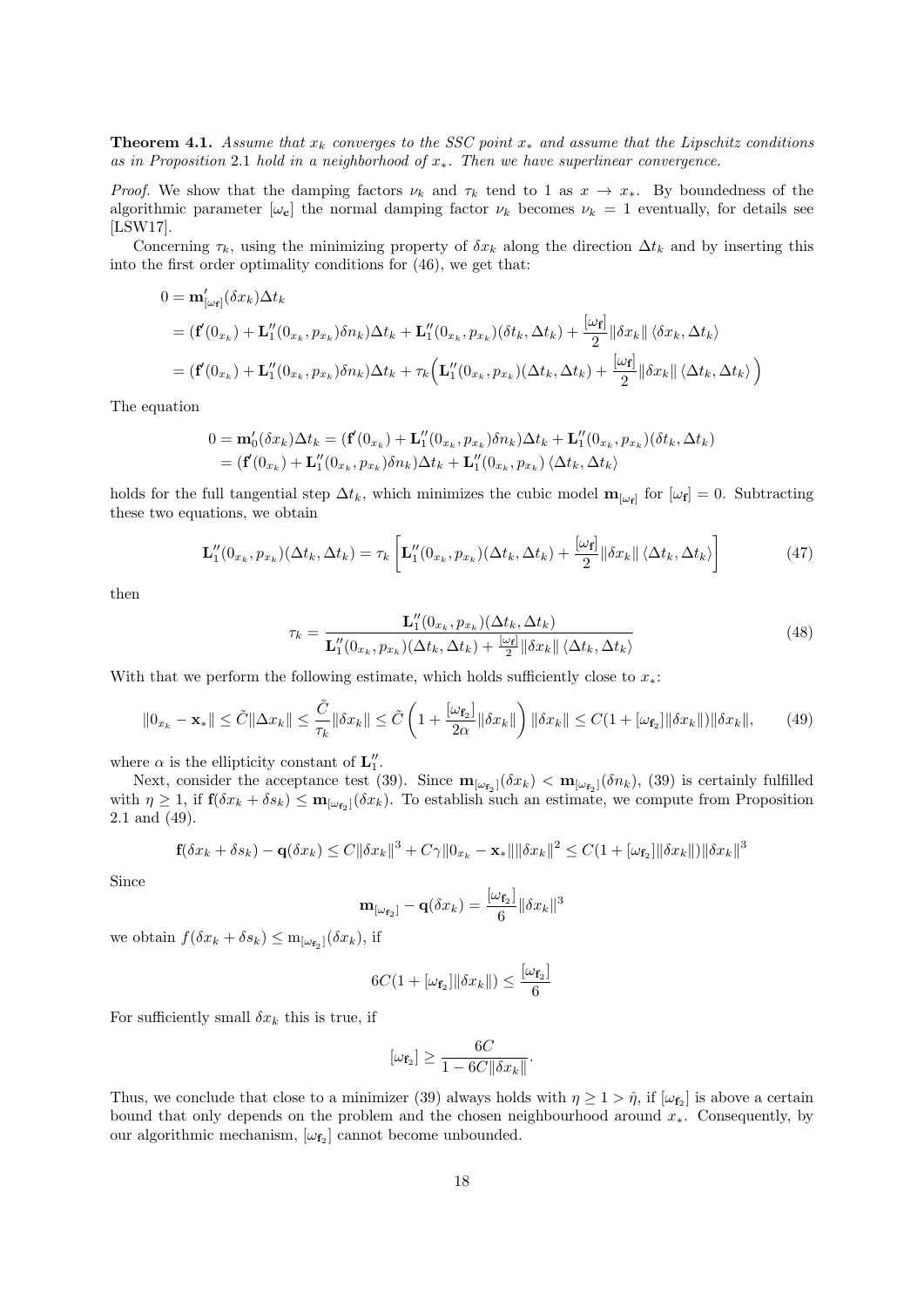**Theorem 4.1.** *Assume that $x_k$ converges to the SSC point $x_*$ and assume that the Lipschitz conditions as in Proposition* 2.1 *hold in a neighborhood of $x_*$. Then we have superlinear convergence.*

*Proof.* We show that the damping factors $\nu_k$ and $\tau_k$ tend to 1 as $x \to x_*$. By boundedness of the algorithmic parameter $[\omega_\mathbf{c}]$ the normal damping factor $\nu_k$ becomes $\nu_k = 1$ eventually, for details see [LSW17].

Concerning $\tau_k$, using the minimizing property of $\delta x_k$ along the direction $\Delta t_k$ and by inserting this into the first order optimality conditions for (46), we get that:

$$
\begin{aligned}
0 &= \mathbf{m}'_{[\omega_\mathbf{f}]}(\delta x_k)\Delta t_k \\
&= (\mathbf{f}'(0_{x_k}) + \mathbf{L}''_1(0_{x_k}, p_{x_k})\delta n_k)\Delta t_k + \mathbf{L}''_1(0_{x_k}, p_{x_k})(\delta t_k, \Delta t_k) + \frac{[\omega_\mathbf{f}]}{2}\|\delta x_k\| \langle \delta x_k, \Delta t_k\rangle \\
&= (\mathbf{f}'(0_{x_k}) + \mathbf{L}''_1(0_{x_k}, p_{x_k})\delta n_k)\Delta t_k + \tau_k\Big(\mathbf{L}''_1(0_{x_k}, p_{x_k})(\Delta t_k, \Delta t_k) + \frac{[\omega_\mathbf{f}]}{2}\|\delta x_k\| \langle \Delta t_k, \Delta t_k\rangle\Big)
\end{aligned}
$$

The equation

$$
\begin{aligned}
0 = \mathbf{m}'_0(\delta x_k)\Delta t_k &= (\mathbf{f}'(0_{x_k}) + \mathbf{L}''_1(0_{x_k}, p_{x_k})\delta n_k)\Delta t_k + \mathbf{L}''_1(0_{x_k}, p_{x_k})(\delta t_k, \Delta t_k) \\
&= (\mathbf{f}'(0_{x_k}) + \mathbf{L}''_1(0_{x_k}, p_{x_k})\delta n_k)\Delta t_k + \mathbf{L}''_1(0_{x_k}, p_{x_k}) \langle \Delta t_k, \Delta t_k\rangle
\end{aligned}
$$

holds for the full tangential step $\Delta t_k$, which minimizes the cubic model $\mathbf{m}_{[\omega_\mathbf{f}]}$ for $[\omega_\mathbf{f}] = 0$. Subtracting these two equations, we obtain

$$
\mathbf{L}''_1(0_{x_k}, p_{x_k})(\Delta t_k, \Delta t_k) = \tau_k\left[\mathbf{L}''_1(0_{x_k}, p_{x_k})(\Delta t_k, \Delta t_k) + \frac{[\omega_\mathbf{f}]}{2}\|\delta x_k\| \langle \Delta t_k, \Delta t_k\rangle\right] \tag{47}
$$

then

$$
\tau_k = \frac{\mathbf{L}''_1(0_{x_k}, p_{x_k})(\Delta t_k, \Delta t_k)}{\mathbf{L}''_1(0_{x_k}, p_{x_k})(\Delta t_k, \Delta t_k) + \frac{[\omega_\mathbf{f}]}{2}\|\delta x_k\| \langle \Delta t_k, \Delta t_k\rangle} \tag{48}
$$

With that we perform the following estimate, which holds sufficiently close to $x_*$:

$$
\|0_{x_k} - \mathbf{x}_*\| \le \tilde{C}\|\Delta x_k\| \le \frac{\tilde{C}}{\tau_k}\|\delta x_k\| \le \tilde{C}\left(1 + \frac{[\omega_{\mathbf{f}_2}]}{2\alpha}\|\delta x_k\|\right)\|\delta x_k\| \le C(1 + [\omega_{\mathbf{f}_2}]\|\delta x_k\|)\|\delta x_k\|, \tag{49}
$$

where $\alpha$ is the ellipticity constant of $\mathbf{L}''_1$.

Next, consider the acceptance test (39). Since $\mathbf{m}_{[\omega_{\mathbf{f}_2}]}(\delta x_k) < \mathbf{m}_{[\omega_{\mathbf{f}_2}]}(\delta n_k)$, (39) is certainly fulfilled with $\eta \ge 1$, if $\mathbf{f}(\delta x_k + \delta s_k) \le \mathbf{m}_{[\omega_{\mathbf{f}_2}]}(\delta x_k)$. To establish such an estimate, we compute from Proposition 2.1 and (49).

$$
\mathbf{f}(\delta x_k + \delta s_k) - \mathbf{q}(\delta x_k) \le C\|\delta x_k\|^3 + C\gamma\|0_{x_k} - \mathbf{x}_*\|\|\delta x_k\|^2 \le C(1 + [\omega_{\mathbf{f}_2}]\|\delta x_k\|)\|\delta x_k\|^3
$$

Since

$$
\mathbf{m}_{[\omega_{\mathbf{f}_2}]} - \mathbf{q}(\delta x_k) = \frac{[\omega_{\mathbf{f}_2}]}{6}\|\delta x_k\|^3
$$

we obtain $f(\delta x_k + \delta s_k) \le \mathrm{m}_{[\omega_{\mathbf{f}_2}]}(\delta x_k)$, if

$$
6C(1 + [\omega_{\mathbf{f}_2}]\|\delta x_k\|) \le \frac{[\omega_{\mathbf{f}_2}]}{6}
$$

For sufficiently small $\delta x_k$ this is true, if

$$
[\omega_{\mathbf{f}_2}] \ge \frac{6C}{1 - 6C\|\delta x_k\|}.
$$

Thus, we conclude that close to a minimizer (39) always holds with $\eta \ge 1 > \hat{\eta}$, if $[\omega_{\mathbf{f}_2}]$ is above a certain bound that only depends on the problem and the chosen neighbourhood around $x_*$. Consequently, by our algorithmic mechanism, $[\omega_{\mathbf{f}_2}]$ cannot become unbounded.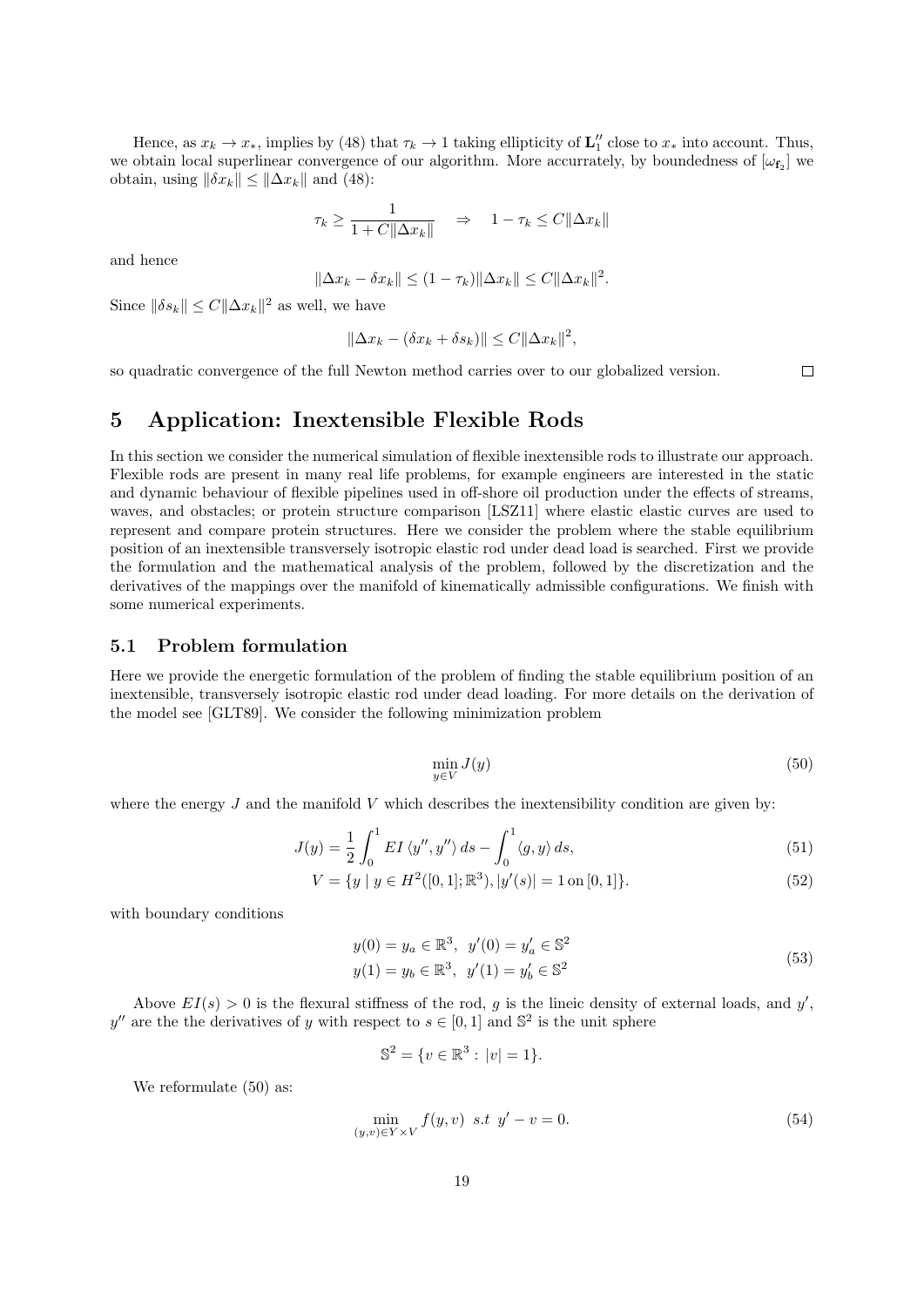Hence, as $x_k \to x_*$, implies by (48) that $\tau_k \to 1$ taking ellipticity of $\mathbf{L}_1''$ close to $x_*$ into account. Thus, we obtain local superlinear convergence of our algorithm. More accurrately, by boundedness of $[\omega_{\mathbf{f}_2}]$ we obtain, using $\|\delta x_k\| \le \|\Delta x_k\|$ and (48):

$$\tau_k \ge \frac{1}{1 + C\|\Delta x_k\|} \quad \Rightarrow \quad 1 - \tau_k \le C\|\Delta x_k\|$$

and hence

$$\|\Delta x_k - \delta x_k\| \le (1 - \tau_k)\|\Delta x_k\| \le C\|\Delta x_k\|^2.$$

Since $\|\delta s_k\| \le C\|\Delta x_k\|^2$ as well, we have

$$\|\Delta x_k - (\delta x_k + \delta s_k)\| \le C\|\Delta x_k\|^2,$$

so quadratic convergence of the full Newton method carries over to our globalized version. $\square$

# 5 Application: Inextensible Flexible Rods

In this section we consider the numerical simulation of flexible inextensible rods to illustrate our approach. Flexible rods are present in many real life problems, for example engineers are interested in the static and dynamic behaviour of flexible pipelines used in off-shore oil production under the effects of streams, waves, and obstacles; or protein structure comparison [LSZ11] where elastic elastic curves are used to represent and compare protein structures. Here we consider the problem where the stable equilibrium position of an inextensible transversely isotropic elastic rod under dead load is searched. First we provide the formulation and the mathematical analysis of the problem, followed by the discretization and the derivatives of the mappings over the manifold of kinematically admissible configurations. We finish with some numerical experiments.

## 5.1 Problem formulation

Here we provide the energetic formulation of the problem of finding the stable equilibrium position of an inextensible, transversely isotropic elastic rod under dead loading. For more details on the derivation of the model see [GLT89]. We consider the following minimization problem

$$\min_{y \in V} J(y) \tag{50}$$

where the energy $J$ and the manifold $V$ which describes the inextensibility condition are given by:

$$J(y) = \frac{1}{2}\int_0^1 EI\,\langle y'', y''\rangle\, ds - \int_0^1 \langle g, y\rangle\, ds, \tag{51}$$

$$V = \{y \mid y \in H^2([0,1];\mathbb{R}^3), |y'(s)| = 1 \text{ on } [0,1]\}. \tag{52}$$

with boundary conditions

$$\begin{aligned} y(0) = y_a \in \mathbb{R}^3, \;\; y'(0) = y'_a \in \mathbb{S}^2 \\ y(1) = y_b \in \mathbb{R}^3, \;\; y'(1) = y'_b \in \mathbb{S}^2 \end{aligned} \tag{53}$$

Above $EI(s) > 0$ is the flexural stiffness of the rod, $g$ is the lineic density of external loads, and $y'$, $y''$ are the the derivatives of $y$ with respect to $s \in [0,1]$ and $\mathbb{S}^2$ is the unit sphere

$$\mathbb{S}^2 = \{v \in \mathbb{R}^3 : |v| = 1\}.$$

We reformulate (50) as:

$$\min_{(y,v) \in Y \times V} f(y, v) \;\; s.t \;\; y' - v = 0. \tag{54}$$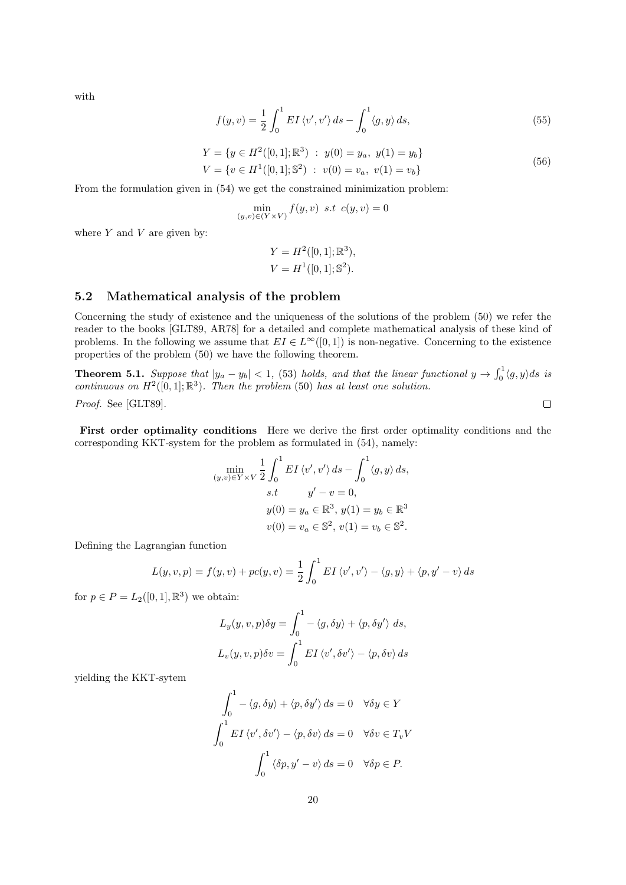with

$$f(y,v) = \frac{1}{2}\int_0^1 EI\,\langle v', v'\rangle\, ds - \int_0^1 \langle g, y\rangle\, ds, \tag{55}$$

$$\begin{aligned} Y &= \{y \in H^2([0,1];\mathbb{R}^3) \;:\; y(0) = y_a,\; y(1) = y_b\} \\ V &= \{v \in H^1([0,1];\mathbb{S}^2) \;:\; v(0) = v_a,\; v(1) = v_b\} \end{aligned} \tag{56}$$

From the formulation given in (54) we get the constrained minimization problem:

$$\min_{(y,v)\in(Y\times V)} f(y,v) \;\; s.t \;\; c(y,v) = 0$$

where $Y$ and $V$ are given by:

$$\begin{aligned} Y &= H^2([0,1];\mathbb{R}^3), \\ V &= H^1([0,1];\mathbb{S}^2). \end{aligned}$$

## 5.2 Mathematical analysis of the problem

Concerning the study of existence and the uniqueness of the solutions of the problem (50) we refer the reader to the books [GLT89, AR78] for a detailed and complete mathematical analysis of these kind of problems. In the following we assume that $EI \in L^\infty([0,1])$ is non-negative. Concerning to the existence properties of the problem (50) we have the following theorem.

**Theorem 5.1.** *Suppose that $|y_a - y_b| < 1$, (53) holds, and that the linear functional $y \to \int_0^1 \langle g, y\rangle ds$ is continuous on $H^2([0,1];\mathbb{R}^3)$. Then the problem (50) has at least one solution.*

*Proof.* See [GLT89]. □

**First order optimality conditions** Here we derive the first order optimality conditions and the corresponding KKT-system for the problem as formulated in (54), namely:

$$\begin{aligned} \min_{(y,v)\in Y\times V} \; & \frac{1}{2}\int_0^1 EI\,\langle v', v'\rangle\, ds - \int_0^1 \langle g, y\rangle\, ds, \\ s.t \qquad & y' - v = 0, \\ & y(0) = y_a \in \mathbb{R}^3,\; y(1) = y_b \in \mathbb{R}^3 \\ & v(0) = v_a \in \mathbb{S}^2,\; v(1) = v_b \in \mathbb{S}^2. \end{aligned}$$

Defining the Lagrangian function

$$L(y,v,p) = f(y,v) + pc(y,v) = \frac{1}{2}\int_0^1 EI\,\langle v', v'\rangle - \langle g, y\rangle + \langle p, y' - v\rangle\, ds$$

for $p \in P = L_2([0,1],\mathbb{R}^3)$ we obtain:

$$\begin{aligned} L_y(y,v,p)\delta y &= \int_0^1 -\langle g, \delta y\rangle + \langle p, \delta y'\rangle\; ds, \\ L_v(y,v,p)\delta v &= \int_0^1 EI\,\langle v', \delta v'\rangle - \langle p, \delta v\rangle\, ds \end{aligned}$$

yielding the KKT-sytem

$$\begin{aligned} \int_0^1 -\langle g, \delta y\rangle + \langle p, \delta y'\rangle\, ds = 0 \quad & \forall \delta y \in Y \\ \int_0^1 EI\,\langle v', \delta v'\rangle - \langle p, \delta v\rangle\, ds = 0 \quad & \forall \delta v \in T_v V \\ \int_0^1 \langle \delta p, y' - v\rangle\, ds = 0 \quad & \forall \delta p \in P. \end{aligned}$$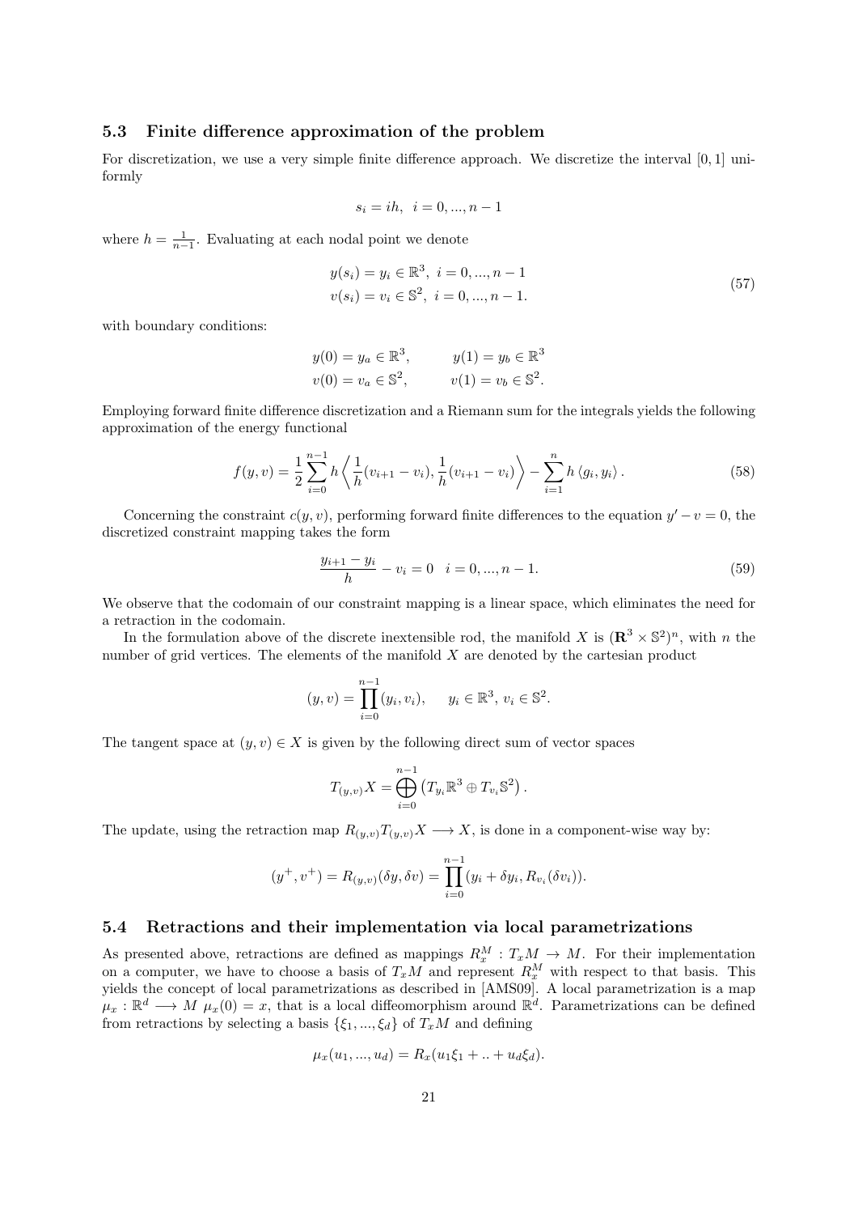### 5.3 Finite difference approximation of the problem

For discretization, we use a very simple finite difference approach. We discretize the interval $[0, 1]$ uniformly

$$s_i = ih, \;\; i = 0, ..., n-1$$

where $h = \frac{1}{n-1}$. Evaluating at each nodal point we denote

$$\begin{aligned} y(s_i) &= y_i \in \mathbb{R}^3, \;\; i = 0, ..., n-1 \\ v(s_i) &= v_i \in \mathbb{S}^2, \;\; i = 0, ..., n-1. \end{aligned} \tag{57}$$

with boundary conditions:

$$\begin{aligned} y(0) &= y_a \in \mathbb{R}^3, \qquad & y(1) &= y_b \in \mathbb{R}^3 \\ v(0) &= v_a \in \mathbb{S}^2, \qquad & v(1) &= v_b \in \mathbb{S}^2. \end{aligned}$$

Employing forward finite difference discretization and a Riemann sum for the integrals yields the following approximation of the energy functional

$$f(y, v) = \frac{1}{2} \sum_{i=0}^{n-1} h \left\langle \frac{1}{h}(v_{i+1} - v_i), \frac{1}{h}(v_{i+1} - v_i) \right\rangle - \sum_{i=1}^{n} h \left\langle g_i, y_i \right\rangle. \tag{58}$$

Concerning the constraint $c(y, v)$, performing forward finite differences to the equation $y' - v = 0$, the discretized constraint mapping takes the form

$$\frac{y_{i+1} - y_i}{h} - v_i = 0 \quad i = 0, ..., n-1. \tag{59}$$

We observe that the codomain of our constraint mapping is a linear space, which eliminates the need for a retraction in the codomain.

In the formulation above of the discrete inextensible rod, the manifold $X$ is $(\mathbf{R}^3 \times \mathbb{S}^2)^n$, with $n$ the number of grid vertices. The elements of the manifold $X$ are denoted by the cartesian product

$$(y, v) = \prod_{i=0}^{n-1} (y_i, v_i), \qquad y_i \in \mathbb{R}^3, \; v_i \in \mathbb{S}^2.$$

The tangent space at $(y, v) \in X$ is given by the following direct sum of vector spaces

$$T_{(y,v)}X = \bigoplus_{i=0}^{n-1} \left( T_{y_i}\mathbb{R}^3 \oplus T_{v_i}\mathbb{S}^2 \right).$$

The update, using the retraction map $R_{(y,v)}T_{(y,v)}X \longrightarrow X$, is done in a component-wise way by:

$$(y^+, v^+) = R_{(y,v)}(\delta y, \delta v) = \prod_{i=0}^{n-1} (y_i + \delta y_i, R_{v_i}(\delta v_i)).$$

### 5.4 Retractions and their implementation via local parametrizations

As presented above, retractions are defined as mappings $R_x^M : T_xM \to M$. For their implementation on a computer, we have to choose a basis of $T_xM$ and represent $R_x^M$ with respect to that basis. This yields the concept of local parametrizations as described in [AMS09]. A local parametrization is a map $\mu_x : \mathbb{R}^d \longrightarrow M$ $\mu_x(0) = x$, that is a local diffeomorphism around $\mathbb{R}^d$. Parametrizations can be defined from retractions by selecting a basis $\{\xi_1, ..., \xi_d\}$ of $T_xM$ and defining

$$\mu_x(u_1, ..., u_d) = R_x(u_1\xi_1 + .. + u_d\xi_d).$$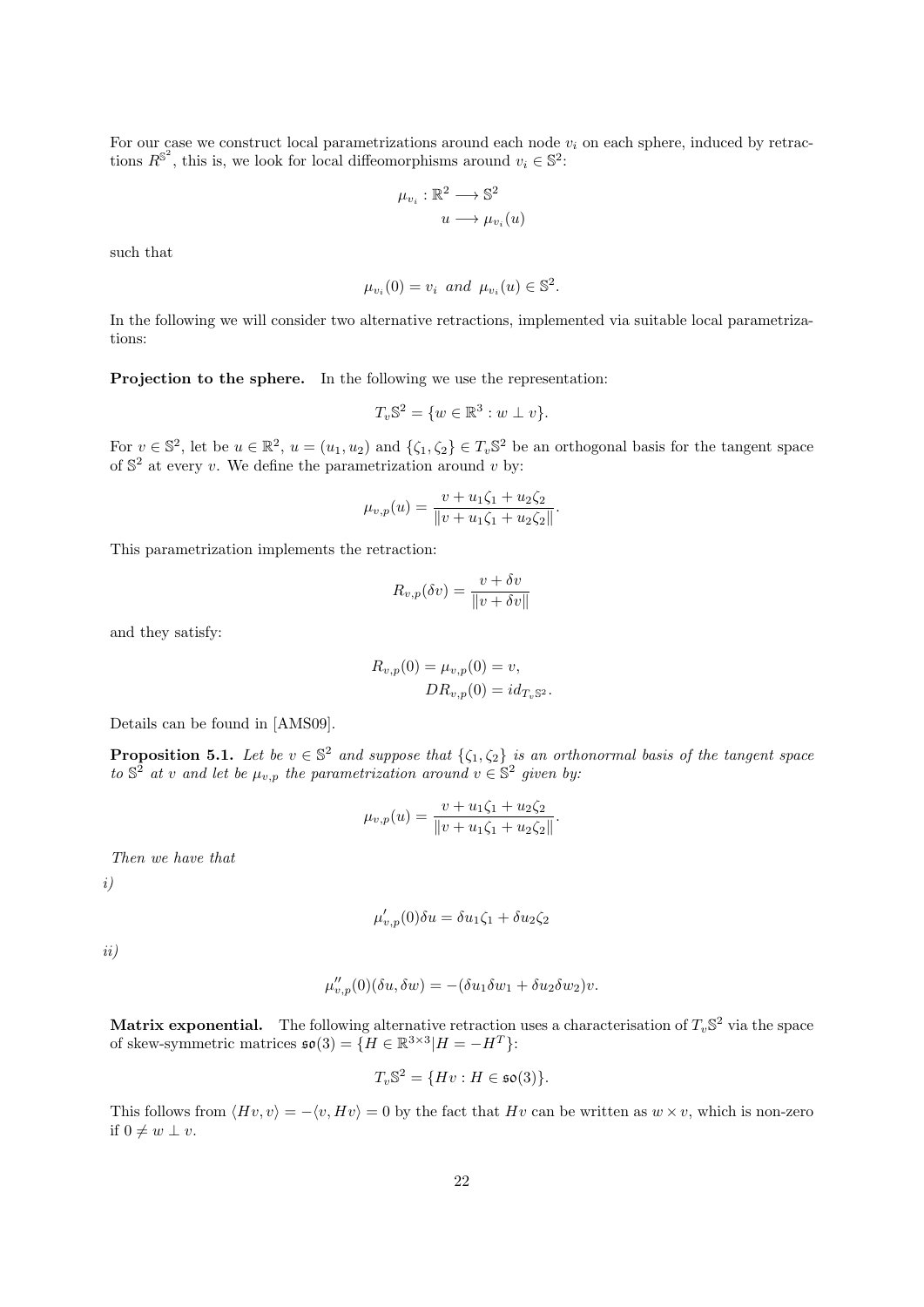For our case we construct local parametrizations around each node $v_i$ on each sphere, induced by retractions $R^{\mathbb{S}^2}$, this is, we look for local diffeomorphisms around $v_i \in \mathbb{S}^2$:

$$\mu_{v_i} : \mathbb{R}^2 \longrightarrow \mathbb{S}^2$$
$$u \longrightarrow \mu_{v_i}(u)$$

such that

$$\mu_{v_i}(0) = v_i \ \textit{and} \ \mu_{v_i}(u) \in \mathbb{S}^2.$$

In the following we will consider two alternative retractions, implemented via suitable local parametrizations:

**Projection to the sphere.** In the following we use the representation:

$$T_v\mathbb{S}^2 = \{w \in \mathbb{R}^3 : w \perp v\}.$$

For $v \in \mathbb{S}^2$, let be $u \in \mathbb{R}^2$, $u = (u_1, u_2)$ and $\{\zeta_1, \zeta_2\} \in T_v\mathbb{S}^2$ be an orthogonal basis for the tangent space of $\mathbb{S}^2$ at every $v$. We define the parametrization around $v$ by:

$$\mu_{v,p}(u) = \frac{v + u_1\zeta_1 + u_2\zeta_2}{\|v + u_1\zeta_1 + u_2\zeta_2\|}.$$

This parametrization implements the retraction:

$$R_{v,p}(\delta v) = \frac{v + \delta v}{\|v + \delta v\|}$$

and they satisfy:

$$R_{v,p}(0) = \mu_{v,p}(0) = v,$$
$$DR_{v,p}(0) = id_{T_v\mathbb{S}^2}.$$

Details can be found in [AMS09].

**Proposition 5.1.** *Let be $v \in \mathbb{S}^2$ and suppose that $\{\zeta_1, \zeta_2\}$ is an orthonormal basis of the tangent space to $\mathbb{S}^2$ at $v$ and let be $\mu_{v,p}$ the parametrization around $v \in \mathbb{S}^2$ given by:*

$$\mu_{v,p}(u) = \frac{v + u_1\zeta_1 + u_2\zeta_2}{\|v + u_1\zeta_1 + u_2\zeta_2\|}.$$

*Then we have that*

*i)*

$$\mu'_{v,p}(0)\delta u = \delta u_1\zeta_1 + \delta u_2\zeta_2$$

*ii)*

$$\mu''_{v,p}(0)(\delta u, \delta w) = -(\delta u_1\delta w_1 + \delta u_2\delta w_2)v.$$

**Matrix exponential.** The following alternative retraction uses a characterisation of $T_v\mathbb{S}^2$ via the space of skew-symmetric matrices $\mathfrak{so}(3) = \{H \in \mathbb{R}^{3\times 3} | H = -H^T\}$:

$$T_v\mathbb{S}^2 = \{Hv : H \in \mathfrak{so}(3)\}.$$

This follows from $\langle Hv, v\rangle = -\langle v, Hv\rangle = 0$ by the fact that $Hv$ can be written as $w \times v$, which is non-zero if $0 \neq w \perp v$.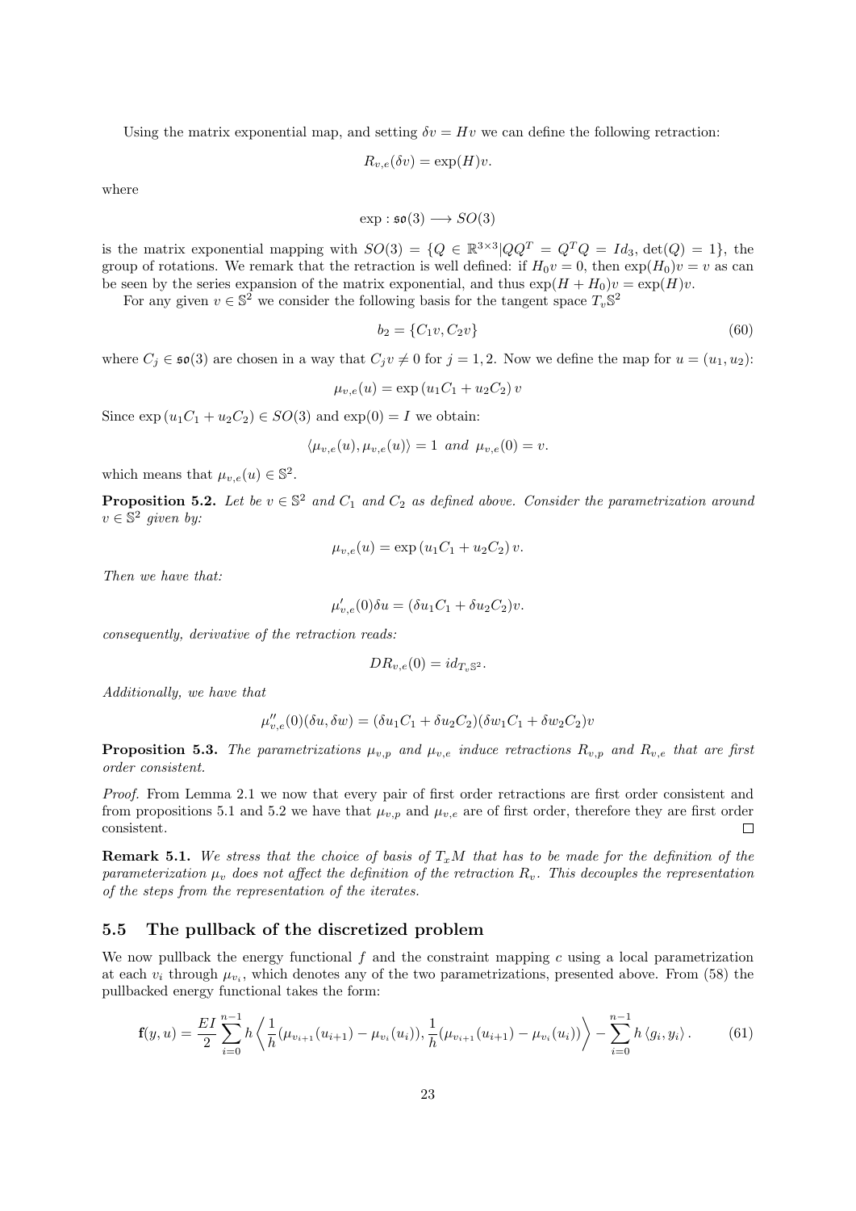Using the matrix exponential map, and setting $\delta v = Hv$ we can define the following retraction:

$$R_{v,e}(\delta v) = \exp(H)v.$$

where

$$\exp : \mathfrak{so}(3) \longrightarrow SO(3)$$

is the matrix exponential mapping with $SO(3) = \{Q \in \mathbb{R}^{3\times 3} | QQ^T = Q^T Q = Id_3, \det(Q) = 1\}$, the group of rotations. We remark that the retraction is well defined: if $H_0 v = 0$, then $\exp(H_0)v = v$ as can be seen by the series expansion of the matrix exponential, and thus $\exp(H + H_0)v = \exp(H)v$.

For any given $v \in \mathbb{S}^2$ we consider the following basis for the tangent space $T_v\mathbb{S}^2$

$$b_2 = \{C_1 v, C_2 v\} \tag{60}$$

where $C_j \in \mathfrak{so}(3)$ are chosen in a way that $C_j v \neq 0$ for $j = 1, 2$. Now we define the map for $u = (u_1, u_2)$:

$$\mu_{v,e}(u) = \exp(u_1 C_1 + u_2 C_2)\, v$$

Since $\exp(u_1 C_1 + u_2 C_2) \in SO(3)$ and $\exp(0) = I$ we obtain:

$$\langle \mu_{v,e}(u), \mu_{v,e}(u) \rangle = 1 \ \ and \ \ \mu_{v,e}(0) = v.$$

which means that $\mu_{v,e}(u) \in \mathbb{S}^2$.

**Proposition 5.2.** *Let be $v \in \mathbb{S}^2$ and $C_1$ and $C_2$ as defined above. Consider the parametrization around $v \in \mathbb{S}^2$ given by:*

$$\mu_{v,e}(u) = \exp(u_1 C_1 + u_2 C_2)\, v.$$

*Then we have that:*

$$\mu'_{v,e}(0)\delta u = (\delta u_1 C_1 + \delta u_2 C_2)v.$$

*consequently, derivative of the retraction reads:*

$$DR_{v,e}(0) = id_{T_v\mathbb{S}^2}.$$

*Additionally, we have that*

$$\mu''_{v,e}(0)(\delta u, \delta w) = (\delta u_1 C_1 + \delta u_2 C_2)(\delta w_1 C_1 + \delta w_2 C_2)v$$

**Proposition 5.3.** *The parametrizations $\mu_{v,p}$ and $\mu_{v,e}$ induce retractions $R_{v,p}$ and $R_{v,e}$ that are first order consistent.*

*Proof.* From Lemma 2.1 we now that every pair of first order retractions are first order consistent and from propositions 5.1 and 5.2 we have that $\mu_{v,p}$ and $\mu_{v,e}$ are of first order, therefore they are first order consistent. $\square$

**Remark 5.1.** *We stress that the choice of basis of $T_x M$ that has to be made for the definition of the parameterization $\mu_v$ does not affect the definition of the retraction $R_v$. This decouples the representation of the steps from the representation of the iterates.*

## 5.5 The pullback of the discretized problem

We now pullback the energy functional $f$ and the constraint mapping $c$ using a local parametrization at each $v_i$ through $\mu_{v_i}$, which denotes any of the two parametrizations, presented above. From (58) the pullbacked energy functional takes the form:

$$\mathbf{f}(y, u) = \frac{EI}{2} \sum_{i=0}^{n-1} h \left\langle \frac{1}{h}(\mu_{v_{i+1}}(u_{i+1}) - \mu_{v_i}(u_i)), \frac{1}{h}(\mu_{v_{i+1}}(u_{i+1}) - \mu_{v_i}(u_i)) \right\rangle - \sum_{i=0}^{n-1} h \langle g_i, y_i \rangle. \tag{61}$$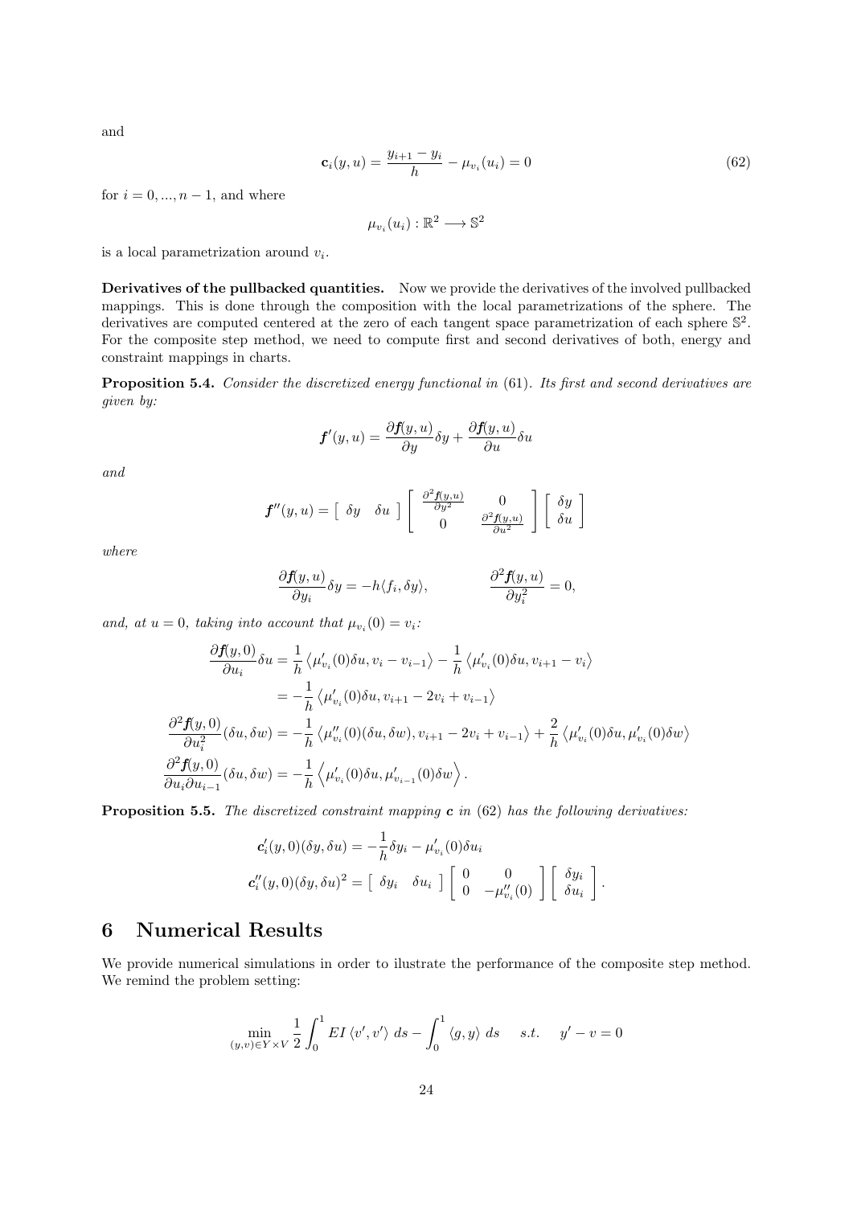and

$$\mathbf{c}_i(y,u) = \frac{y_{i+1} - y_i}{h} - \mu_{v_i}(u_i) = 0 \tag{62}$$

for $i = 0, ..., n-1$, and where

$$\mu_{v_i}(u_i) : \mathbb{R}^2 \longrightarrow \mathbb{S}^2$$

is a local parametrization around $v_i$.

**Derivatives of the pullbacked quantities.** Now we provide the derivatives of the involved pullbacked mappings. This is done through the composition with the local parametrizations of the sphere. The derivatives are computed centered at the zero of each tangent space parametrization of each sphere $\mathbb{S}^2$. For the composite step method, we need to compute first and second derivatives of both, energy and constraint mappings in charts.

**Proposition 5.4.** *Consider the discretized energy functional in* (61). *Its first and second derivatives are given by:*

$$\boldsymbol{f}'(y,u) = \frac{\partial \boldsymbol{f}(y,u)}{\partial y}\delta y + \frac{\partial \boldsymbol{f}(y,u)}{\partial u}\delta u$$

*and*

$$\boldsymbol{f}''(y,u) = \begin{bmatrix} \delta y & \delta u \end{bmatrix} \begin{bmatrix} \frac{\partial^2 \boldsymbol{f}(y,u)}{\partial y^2} & 0 \\ 0 & \frac{\partial^2 \boldsymbol{f}(y,u)}{\partial u^2} \end{bmatrix} \begin{bmatrix} \delta y \\ \delta u \end{bmatrix}$$

*where*

$$\frac{\partial \boldsymbol{f}(y,u)}{\partial y_i}\delta y = -h\langle f_i, \delta y\rangle, \qquad \frac{\partial^2 \boldsymbol{f}(y,u)}{\partial y_i^2} = 0,$$

*and, at $u = 0$, taking into account that $\mu_{v_i}(0) = v_i$:*

$$\begin{aligned}
\frac{\partial \boldsymbol{f}(y,0)}{\partial u_i}\delta u &= \frac{1}{h}\left\langle \mu'_{v_i}(0)\delta u, v_i - v_{i-1}\right\rangle - \frac{1}{h}\left\langle \mu'_{v_i}(0)\delta u, v_{i+1} - v_i\right\rangle \\
&= -\frac{1}{h}\left\langle \mu'_{v_i}(0)\delta u, v_{i+1} - 2v_i + v_{i-1}\right\rangle \\
\frac{\partial^2 \boldsymbol{f}(y,0)}{\partial u_i^2}(\delta u, \delta w) &= -\frac{1}{h}\left\langle \mu''_{v_i}(0)(\delta u, \delta w), v_{i+1} - 2v_i + v_{i-1}\right\rangle + \frac{2}{h}\left\langle \mu'_{v_i}(0)\delta u, \mu'_{v_i}(0)\delta w\right\rangle \\
\frac{\partial^2 \boldsymbol{f}(y,0)}{\partial u_i \partial u_{i-1}}(\delta u, \delta w) &= -\frac{1}{h}\left\langle \mu'_{v_i}(0)\delta u, \mu'_{v_{i-1}}(0)\delta w\right\rangle.
\end{aligned}$$

**Proposition 5.5.** *The discretized constraint mapping $\boldsymbol{c}$ in* (62) *has the following derivatives:*

$$\begin{aligned}
\boldsymbol{c}'_i(y,0)(\delta y, \delta u) &= -\frac{1}{h}\delta y_i - \mu'_{v_i}(0)\delta u_i \\
\boldsymbol{c}''_i(y,0)(\delta y, \delta u)^2 &= \begin{bmatrix} \delta y_i & \delta u_i \end{bmatrix} \begin{bmatrix} 0 & 0 \\ 0 & -\mu''_{v_i}(0) \end{bmatrix} \begin{bmatrix} \delta y_i \\ \delta u_i \end{bmatrix}.
\end{aligned}$$

# 6 Numerical Results

We provide numerical simulations in order to ilustrate the performance of the composite step method. We remind the problem setting:

$$\min_{(y,v)\in Y\times V} \frac{1}{2}\int_0^1 EI\left\langle v', v'\right\rangle\, ds - \int_0^1 \langle g, y\rangle\, ds \quad s.t. \quad y' - v = 0$$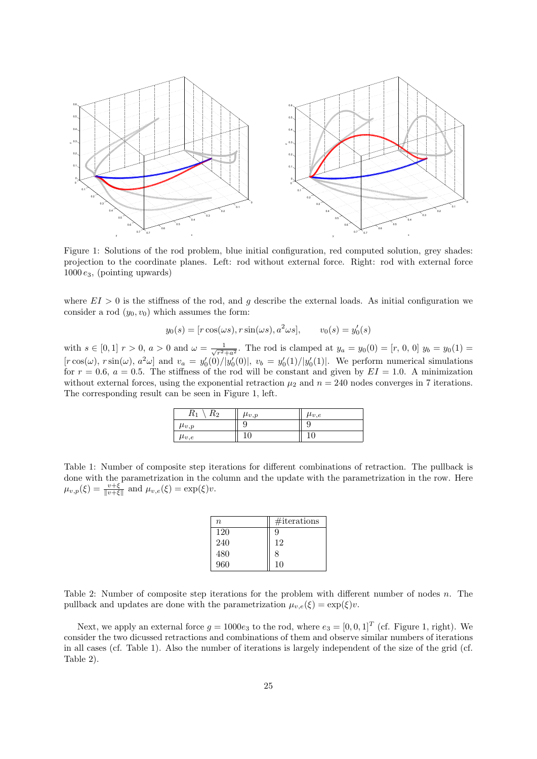Figure 1: Solutions of the rod problem, blue initial configuration, red computed solution, grey shades: projection to the coordinate planes. Left: rod without external force. Right: rod with external force $1000\,e_3$, (pointing upwards)

where $EI > 0$ is the stiffness of the rod, and $g$ describe the external loads. As initial configuration we consider a rod $(y_0, v_0)$ which assumes the form:

$$y_0(s) = [r\cos(\omega s), r\sin(\omega s), a^2\omega s], \qquad v_0(s) = y_0'(s)$$

with $s \in [0,1]$ $r > 0$, $a > 0$ and $\omega = \frac{1}{\sqrt{r^2+a^2}}$. The rod is clamped at $y_a = y_0(0) = [r,\,0,\,0]$ $y_b = y_0(1) = [r\cos(\omega),\, r\sin(\omega),\, a^2\omega]$ and $v_a = y_0'(0)/|y_0'(0)|$, $v_b = y_0'(1)/|y_0'(1)|$. We perform numerical simulations for $r = 0.6$, $a = 0.5$. The stiffness of the rod will be constant and given by $EI = 1.0$. A minimization without external forces, using the exponential retraction $\mu_2$ and $n = 240$ nodes converges in 7 iterations. The corresponding result can be seen in Figure 1, left.

| $R_1 \setminus R_2$ | $\mu_{v,p}$ | $\mu_{v,e}$ |
|---|---|---|
| $\mu_{v,p}$ | 9 | 9 |
| $\mu_{v,e}$ | 10 | 10 |

Table 1: Number of composite step iterations for different combinations of retraction. The pullback is done with the parametrization in the column and the update with the parametrization in the row. Here $\mu_{v,p}(\xi) = \frac{v+\xi}{\|v+\xi\|}$ and $\mu_{v,e}(\xi) = \exp(\xi)v$.

| $n$ | #iterations |
|---|---|
| 120 | 9 |
| 240 | 12 |
| 480 | 8 |
| 960 | 10 |

Table 2: Number of composite step iterations for the problem with different number of nodes $n$. The pullback and updates are done with the parametrization $\mu_{v,e}(\xi) = \exp(\xi)v$.

Next, we apply an external force $g = 1000e_3$ to the rod, where $e_3 = [0, 0, 1]^T$ (cf. Figure 1, right). We consider the two dicussed retractions and combinations of them and observe similar numbers of iterations in all cases (cf. Table 1). Also the number of iterations is largely independent of the size of the grid (cf. Table 2).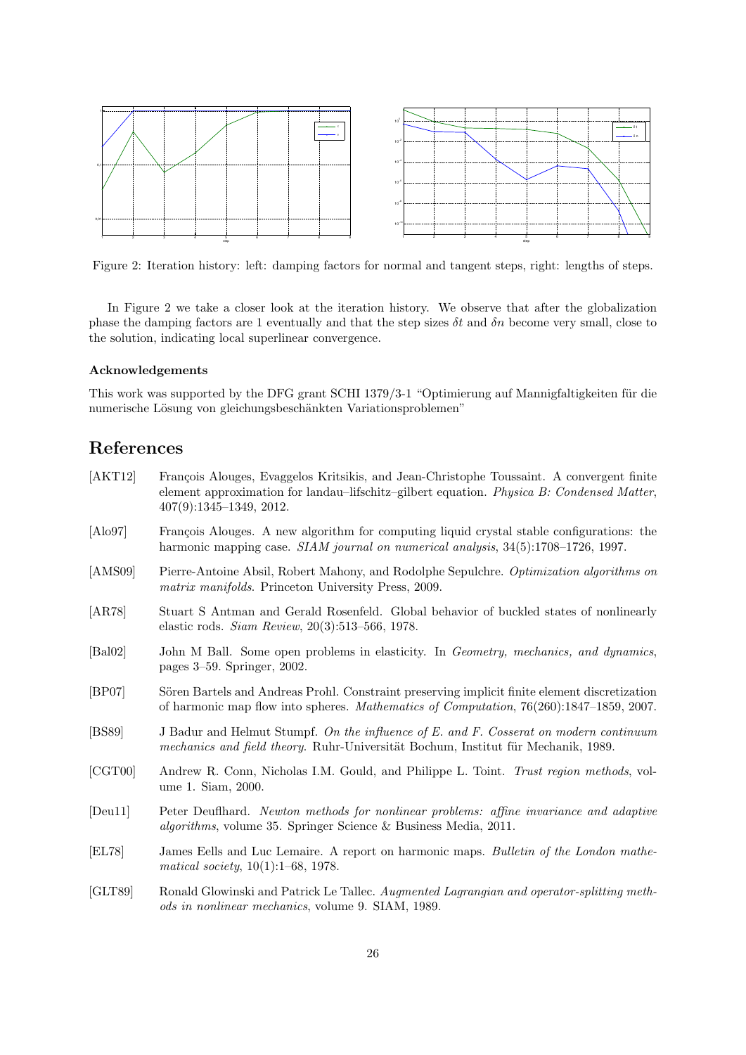Figure 2: Iteration history: left: damping factors for normal and tangent steps, right: lengths of steps.

In Figure 2 we take a closer look at the iteration history. We observe that after the globalization phase the damping factors are 1 eventually and that the step sizes $\delta t$ and $\delta n$ become very small, close to the solution, indicating local superlinear convergence.

### Acknowledgements

This work was supported by the DFG grant SCHI 1379/3-1 "Optimierung auf Mannigfaltigkeiten für die numerische Lösung von gleichungsbeschänkten Variationsproblemen"

## References

[AKT12] François Alouges, Evaggelos Kritsikis, and Jean-Christophe Toussaint. A convergent finite element approximation for landau–lifschitz–gilbert equation. *Physica B: Condensed Matter*, 407(9):1345–1349, 2012.

[Alo97] François Alouges. A new algorithm for computing liquid crystal stable configurations: the harmonic mapping case. *SIAM journal on numerical analysis*, 34(5):1708–1726, 1997.

[AMS09] Pierre-Antoine Absil, Robert Mahony, and Rodolphe Sepulchre. *Optimization algorithms on matrix manifolds*. Princeton University Press, 2009.

[AR78] Stuart S Antman and Gerald Rosenfeld. Global behavior of buckled states of nonlinearly elastic rods. *Siam Review*, 20(3):513–566, 1978.

[Bal02] John M Ball. Some open problems in elasticity. In *Geometry, mechanics, and dynamics*, pages 3–59. Springer, 2002.

[BP07] Sören Bartels and Andreas Prohl. Constraint preserving implicit finite element discretization of harmonic map flow into spheres. *Mathematics of Computation*, 76(260):1847–1859, 2007.

[BS89] J Badur and Helmut Stumpf. *On the influence of E. and F. Cosserat on modern continuum mechanics and field theory*. Ruhr-Universität Bochum, Institut für Mechanik, 1989.

[CGT00] Andrew R. Conn, Nicholas I.M. Gould, and Philippe L. Toint. *Trust region methods*, volume 1. Siam, 2000.

[Deu11] Peter Deuflhard. *Newton methods for nonlinear problems: affine invariance and adaptive algorithms*, volume 35. Springer Science & Business Media, 2011.

[EL78] James Eells and Luc Lemaire. A report on harmonic maps. *Bulletin of the London mathematical society*, 10(1):1–68, 1978.

[GLT89] Ronald Glowinski and Patrick Le Tallec. *Augmented Lagrangian and operator-splitting methods in nonlinear mechanics*, volume 9. SIAM, 1989.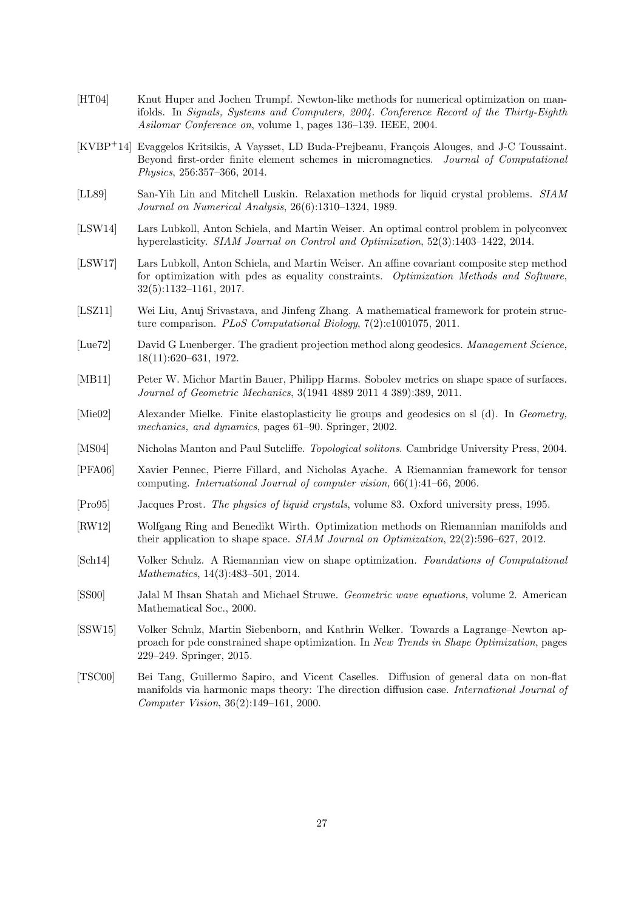[HT04] Knut Huper and Jochen Trumpf. Newton-like methods for numerical optimization on manifolds. In *Signals, Systems and Computers, 2004. Conference Record of the Thirty-Eighth Asilomar Conference on*, volume 1, pages 136–139. IEEE, 2004.

[KVBP+14] Evaggelos Kritsikis, A Vaysset, LD Buda-Prejbeanu, François Alouges, and J-C Toussaint. Beyond first-order finite element schemes in micromagnetics. *Journal of Computational Physics*, 256:357–366, 2014.

[LL89] San-Yih Lin and Mitchell Luskin. Relaxation methods for liquid crystal problems. *SIAM Journal on Numerical Analysis*, 26(6):1310–1324, 1989.

[LSW14] Lars Lubkoll, Anton Schiela, and Martin Weiser. An optimal control problem in polyconvex hyperelasticity. *SIAM Journal on Control and Optimization*, 52(3):1403–1422, 2014.

[LSW17] Lars Lubkoll, Anton Schiela, and Martin Weiser. An affine covariant composite step method for optimization with pdes as equality constraints. *Optimization Methods and Software*, 32(5):1132–1161, 2017.

[LSZ11] Wei Liu, Anuj Srivastava, and Jinfeng Zhang. A mathematical framework for protein structure comparison. *PLoS Computational Biology*, 7(2):e1001075, 2011.

[Lue72] David G Luenberger. The gradient projection method along geodesics. *Management Science*, 18(11):620–631, 1972.

[MB11] Peter W. Michor Martin Bauer, Philipp Harms. Sobolev metrics on shape space of surfaces. *Journal of Geometric Mechanics*, 3(1941 4889 2011 4 389):389, 2011.

[Mie02] Alexander Mielke. Finite elastoplasticity lie groups and geodesics on sl (d). In *Geometry, mechanics, and dynamics*, pages 61–90. Springer, 2002.

[MS04] Nicholas Manton and Paul Sutcliffe. *Topological solitons*. Cambridge University Press, 2004.

[PFA06] Xavier Pennec, Pierre Fillard, and Nicholas Ayache. A Riemannian framework for tensor computing. *International Journal of computer vision*, 66(1):41–66, 2006.

[Pro95] Jacques Prost. *The physics of liquid crystals*, volume 83. Oxford university press, 1995.

[RW12] Wolfgang Ring and Benedikt Wirth. Optimization methods on Riemannian manifolds and their application to shape space. *SIAM Journal on Optimization*, 22(2):596–627, 2012.

[Sch14] Volker Schulz. A Riemannian view on shape optimization. *Foundations of Computational Mathematics*, 14(3):483–501, 2014.

[SS00] Jalal M Ihsan Shatah and Michael Struwe. *Geometric wave equations*, volume 2. American Mathematical Soc., 2000.

[SSW15] Volker Schulz, Martin Siebenborn, and Kathrin Welker. Towards a Lagrange–Newton approach for pde constrained shape optimization. In *New Trends in Shape Optimization*, pages 229–249. Springer, 2015.

[TSC00] Bei Tang, Guillermo Sapiro, and Vicent Caselles. Diffusion of general data on non-flat manifolds via harmonic maps theory: The direction diffusion case. *International Journal of Computer Vision*, 36(2):149–161, 2000.